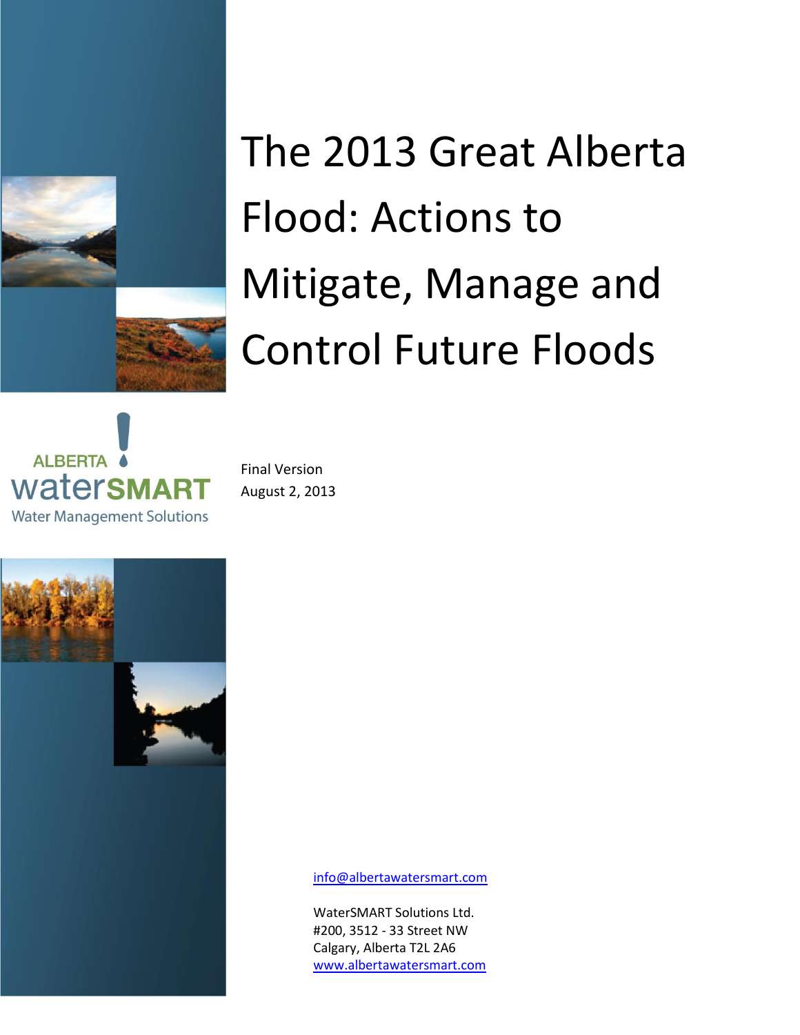# The 2013 Great Alberta Flood: Actions to Mitigate, Manage and Control Future Floods

ALBERTA waterSMART

Water Management Solutions

Final Version

August 2, 2013

info@albertawatersmart.com

WaterSMART Solutions Ltd.
#200, 3512 - 33 Street NW
Calgary, Alberta T2L 2A6
www.albertawatersmart.com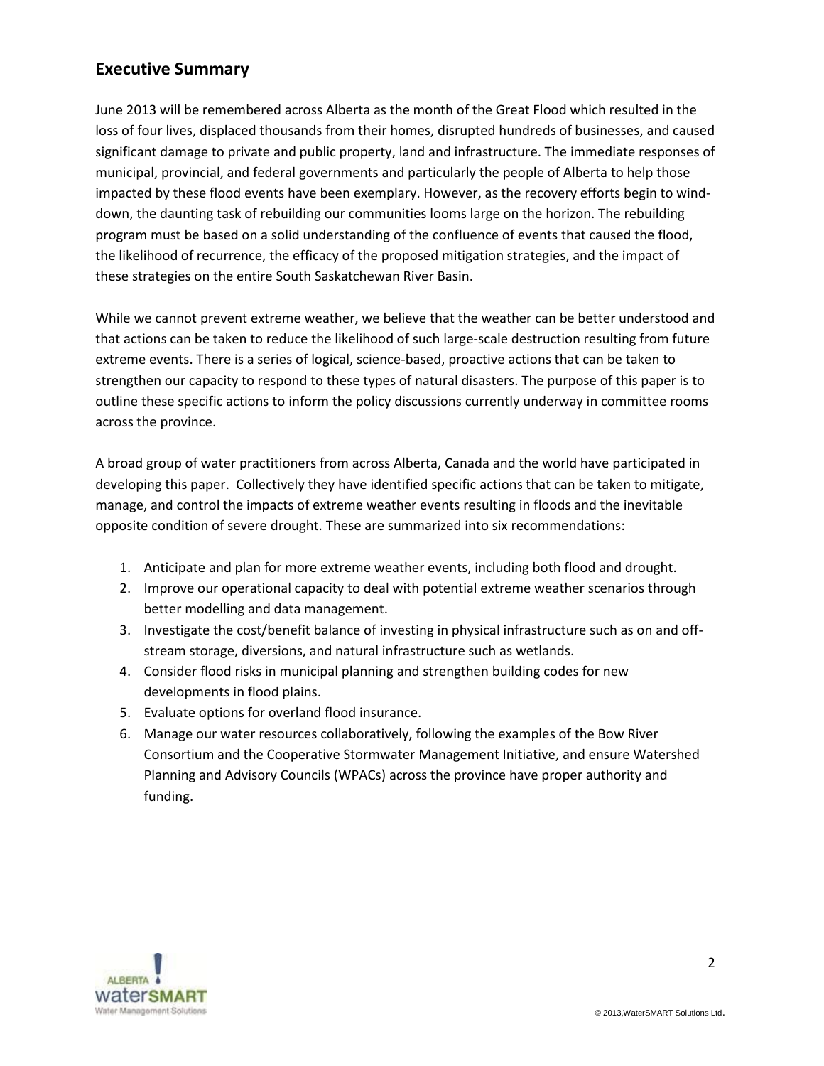## Executive Summary

June 2013 will be remembered across Alberta as the month of the Great Flood which resulted in the loss of four lives, displaced thousands from their homes, disrupted hundreds of businesses, and caused significant damage to private and public property, land and infrastructure. The immediate responses of municipal, provincial, and federal governments and particularly the people of Alberta to help those impacted by these flood events have been exemplary. However, as the recovery efforts begin to wind-down, the daunting task of rebuilding our communities looms large on the horizon. The rebuilding program must be based on a solid understanding of the confluence of events that caused the flood, the likelihood of recurrence, the efficacy of the proposed mitigation strategies, and the impact of these strategies on the entire South Saskatchewan River Basin.

While we cannot prevent extreme weather, we believe that the weather can be better understood and that actions can be taken to reduce the likelihood of such large-scale destruction resulting from future extreme events. There is a series of logical, science-based, proactive actions that can be taken to strengthen our capacity to respond to these types of natural disasters. The purpose of this paper is to outline these specific actions to inform the policy discussions currently underway in committee rooms across the province.

A broad group of water practitioners from across Alberta, Canada and the world have participated in developing this paper. Collectively they have identified specific actions that can be taken to mitigate, manage, and control the impacts of extreme weather events resulting in floods and the inevitable opposite condition of severe drought. These are summarized into six recommendations:

1. Anticipate and plan for more extreme weather events, including both flood and drought.
2. Improve our operational capacity to deal with potential extreme weather scenarios through better modelling and data management.
3. Investigate the cost/benefit balance of investing in physical infrastructure such as on and off-stream storage, diversions, and natural infrastructure such as wetlands.
4. Consider flood risks in municipal planning and strengthen building codes for new developments in flood plains.
5. Evaluate options for overland flood insurance.
6. Manage our water resources collaboratively, following the examples of the Bow River Consortium and the Cooperative Stormwater Management Initiative, and ensure Watershed Planning and Advisory Councils (WPACs) across the province have proper authority and funding.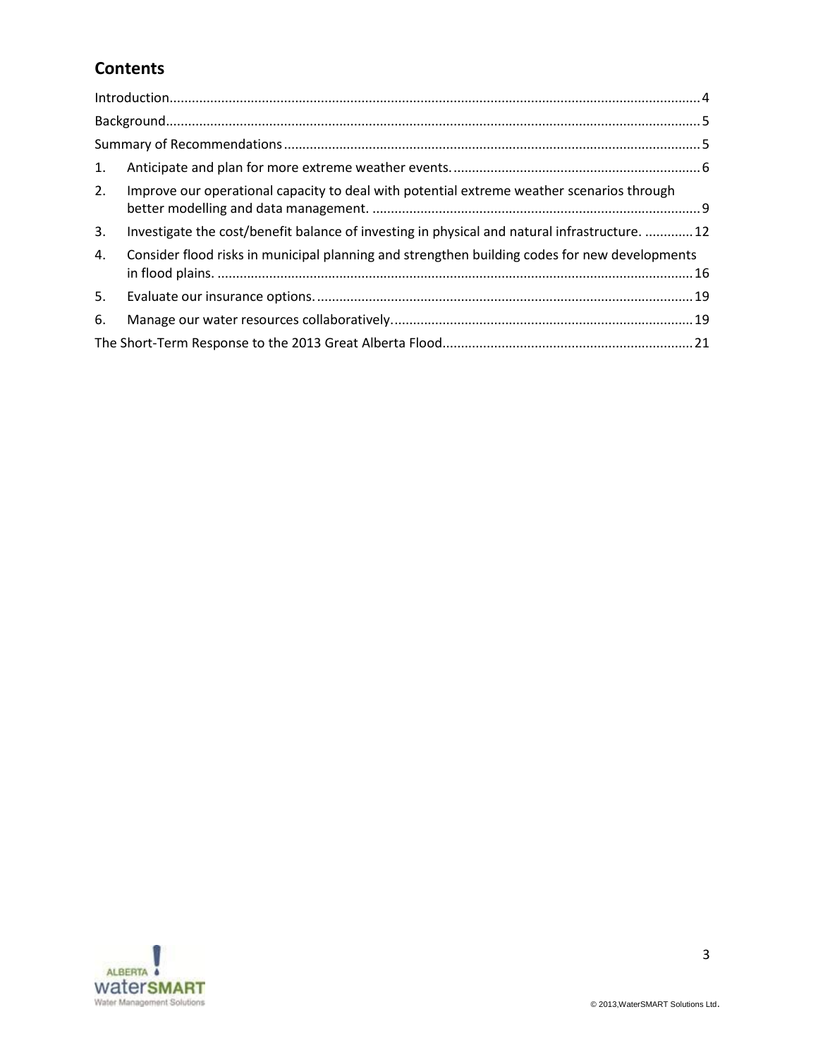## Contents

Introduction........................................................................................................................................4

Background.........................................................................................................................................5

Summary of Recommendations..........................................................................................................5

1. Anticipate and plan for more extreme weather events.....................................................................6
2. Improve our operational capacity to deal with potential extreme weather scenarios through better modelling and data management. ..........................................................................................9
3. Investigate the cost/benefit balance of investing in physical and natural infrastructure. .............12
4. Consider flood risks in municipal planning and strengthen building codes for new developments in flood plains. ..................................................................................................................16
5. Evaluate our insurance options.......................................................................................................19
6. Manage our water resources collaboratively..................................................................................19

The Short-Term Response to the 2013 Great Alberta Flood....................................................................21

© 2013,WaterSMART Solutions Ltd.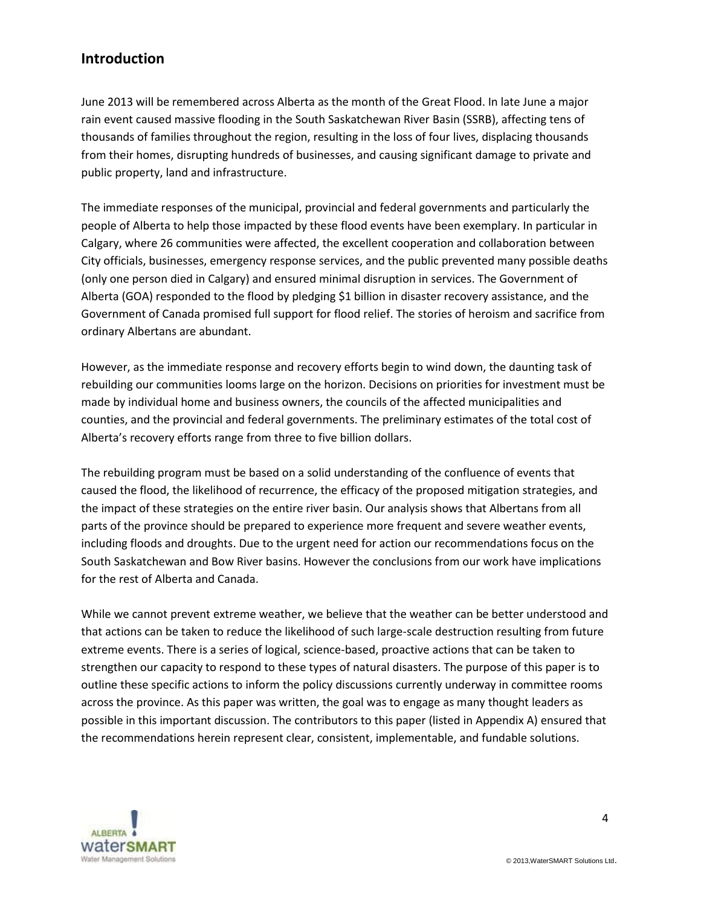## Introduction

June 2013 will be remembered across Alberta as the month of the Great Flood. In late June a major rain event caused massive flooding in the South Saskatchewan River Basin (SSRB), affecting tens of thousands of families throughout the region, resulting in the loss of four lives, displacing thousands from their homes, disrupting hundreds of businesses, and causing significant damage to private and public property, land and infrastructure.

The immediate responses of the municipal, provincial and federal governments and particularly the people of Alberta to help those impacted by these flood events have been exemplary. In particular in Calgary, where 26 communities were affected, the excellent cooperation and collaboration between City officials, businesses, emergency response services, and the public prevented many possible deaths (only one person died in Calgary) and ensured minimal disruption in services. The Government of Alberta (GOA) responded to the flood by pledging $1 billion in disaster recovery assistance, and the Government of Canada promised full support for flood relief. The stories of heroism and sacrifice from ordinary Albertans are abundant.

However, as the immediate response and recovery efforts begin to wind down, the daunting task of rebuilding our communities looms large on the horizon. Decisions on priorities for investment must be made by individual home and business owners, the councils of the affected municipalities and counties, and the provincial and federal governments. The preliminary estimates of the total cost of Alberta's recovery efforts range from three to five billion dollars.

The rebuilding program must be based on a solid understanding of the confluence of events that caused the flood, the likelihood of recurrence, the efficacy of the proposed mitigation strategies, and the impact of these strategies on the entire river basin. Our analysis shows that Albertans from all parts of the province should be prepared to experience more frequent and severe weather events, including floods and droughts. Due to the urgent need for action our recommendations focus on the South Saskatchewan and Bow River basins. However the conclusions from our work have implications for the rest of Alberta and Canada.

While we cannot prevent extreme weather, we believe that the weather can be better understood and that actions can be taken to reduce the likelihood of such large-scale destruction resulting from future extreme events. There is a series of logical, science-based, proactive actions that can be taken to strengthen our capacity to respond to these types of natural disasters. The purpose of this paper is to outline these specific actions to inform the policy discussions currently underway in committee rooms across the province. As this paper was written, the goal was to engage as many thought leaders as possible in this important discussion. The contributors to this paper (listed in Appendix A) ensured that the recommendations herein represent clear, consistent, implementable, and fundable solutions.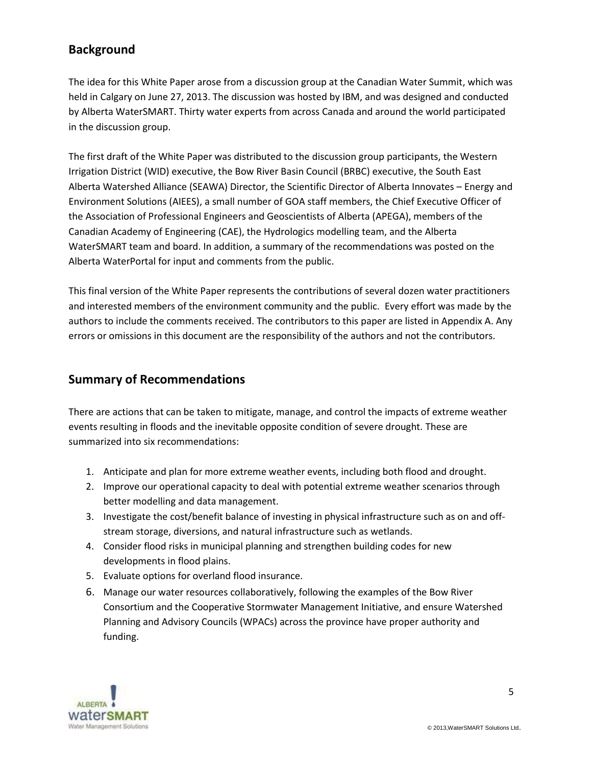## Background

The idea for this White Paper arose from a discussion group at the Canadian Water Summit, which was held in Calgary on June 27, 2013. The discussion was hosted by IBM, and was designed and conducted by Alberta WaterSMART. Thirty water experts from across Canada and around the world participated in the discussion group.

The first draft of the White Paper was distributed to the discussion group participants, the Western Irrigation District (WID) executive, the Bow River Basin Council (BRBC) executive, the South East Alberta Watershed Alliance (SEAWA) Director, the Scientific Director of Alberta Innovates – Energy and Environment Solutions (AIEES), a small number of GOA staff members, the Chief Executive Officer of the Association of Professional Engineers and Geoscientists of Alberta (APEGA), members of the Canadian Academy of Engineering (CAE), the Hydrologics modelling team, and the Alberta WaterSMART team and board. In addition, a summary of the recommendations was posted on the Alberta WaterPortal for input and comments from the public.

This final version of the White Paper represents the contributions of several dozen water practitioners and interested members of the environment community and the public. Every effort was made by the authors to include the comments received. The contributors to this paper are listed in Appendix A. Any errors or omissions in this document are the responsibility of the authors and not the contributors.

## Summary of Recommendations

There are actions that can be taken to mitigate, manage, and control the impacts of extreme weather events resulting in floods and the inevitable opposite condition of severe drought. These are summarized into six recommendations:

1. Anticipate and plan for more extreme weather events, including both flood and drought.
2. Improve our operational capacity to deal with potential extreme weather scenarios through better modelling and data management.
3. Investigate the cost/benefit balance of investing in physical infrastructure such as on and off-stream storage, diversions, and natural infrastructure such as wetlands.
4. Consider flood risks in municipal planning and strengthen building codes for new developments in flood plains.
5. Evaluate options for overland flood insurance.
6. Manage our water resources collaboratively, following the examples of the Bow River Consortium and the Cooperative Stormwater Management Initiative, and ensure Watershed Planning and Advisory Councils (WPACs) across the province have proper authority and funding.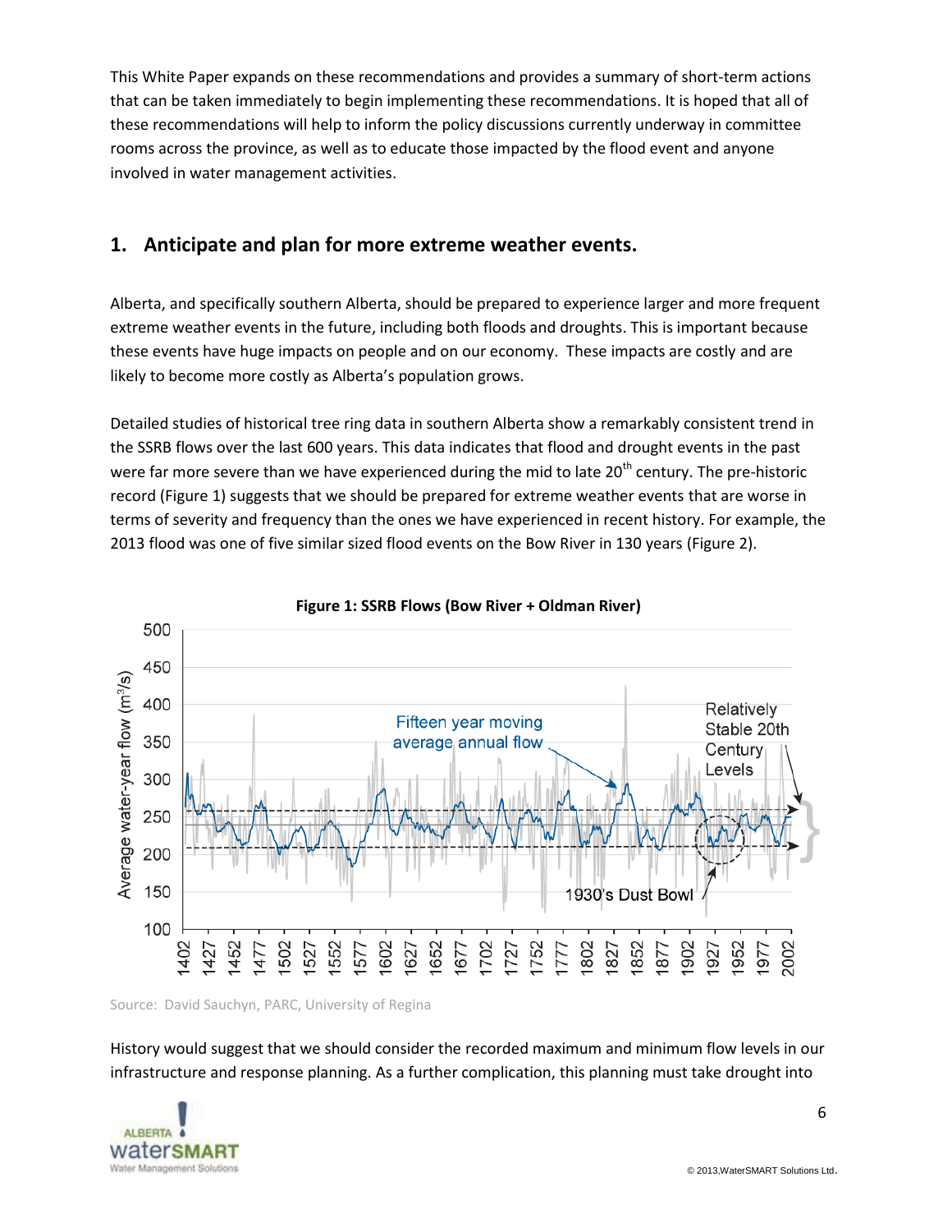This White Paper expands on these recommendations and provides a summary of short-term actions that can be taken immediately to begin implementing these recommendations. It is hoped that all of these recommendations will help to inform the policy discussions currently underway in committee rooms across the province, as well as to educate those impacted by the flood event and anyone involved in water management activities.

## 1. Anticipate and plan for more extreme weather events.

Alberta, and specifically southern Alberta, should be prepared to experience larger and more frequent extreme weather events in the future, including both floods and droughts. This is important because these events have huge impacts on people and on our economy. These impacts are costly and are likely to become more costly as Alberta's population grows.

Detailed studies of historical tree ring data in southern Alberta show a remarkably consistent trend in the SSRB flows over the last 600 years. This data indicates that flood and drought events in the past were far more severe than we have experienced during the mid to late 20th century. The pre-historic record (Figure 1) suggests that we should be prepared for extreme weather events that are worse in terms of severity and frequency than the ones we have experienced in recent history. For example, the 2013 flood was one of five similar sized flood events on the Bow River in 130 years (Figure 2).

**Figure 1: SSRB Flows (Bow River + Oldman River)**

Source: David Sauchyn, PARC, University of Regina

History would suggest that we should consider the recorded maximum and minimum flow levels in our infrastructure and response planning. As a further complication, this planning must take drought into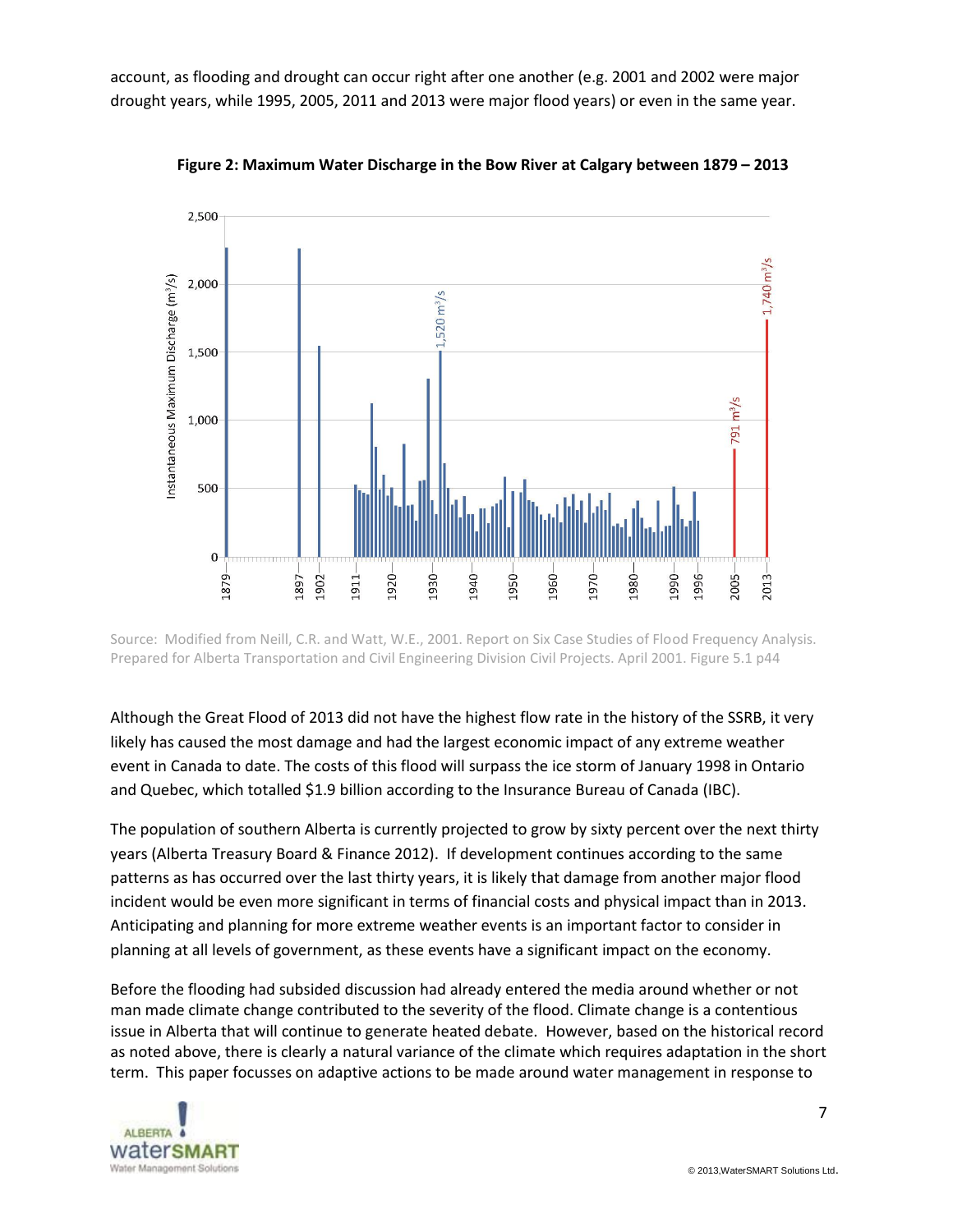account, as flooding and drought can occur right after one another (e.g. 2001 and 2002 were major drought years, while 1995, 2005, 2011 and 2013 were major flood years) or even in the same year.

**Figure 2: Maximum Water Discharge in the Bow River at Calgary between 1879 – 2013**

Source: Modified from Neill, C.R. and Watt, W.E., 2001. Report on Six Case Studies of Flood Frequency Analysis. Prepared for Alberta Transportation and Civil Engineering Division Civil Projects. April 2001. Figure 5.1 p44

Although the Great Flood of 2013 did not have the highest flow rate in the history of the SSRB, it very likely has caused the most damage and had the largest economic impact of any extreme weather event in Canada to date. The costs of this flood will surpass the ice storm of January 1998 in Ontario and Quebec, which totalled $1.9 billion according to the Insurance Bureau of Canada (IBC).

The population of southern Alberta is currently projected to grow by sixty percent over the next thirty years (Alberta Treasury Board & Finance 2012). If development continues according to the same patterns as has occurred over the last thirty years, it is likely that damage from another major flood incident would be even more significant in terms of financial costs and physical impact than in 2013. Anticipating and planning for more extreme weather events is an important factor to consider in planning at all levels of government, as these events have a significant impact on the economy.

Before the flooding had subsided discussion had already entered the media around whether or not man made climate change contributed to the severity of the flood. Climate change is a contentious issue in Alberta that will continue to generate heated debate. However, based on the historical record as noted above, there is clearly a natural variance of the climate which requires adaptation in the short term. This paper focusses on adaptive actions to be made around water management in response to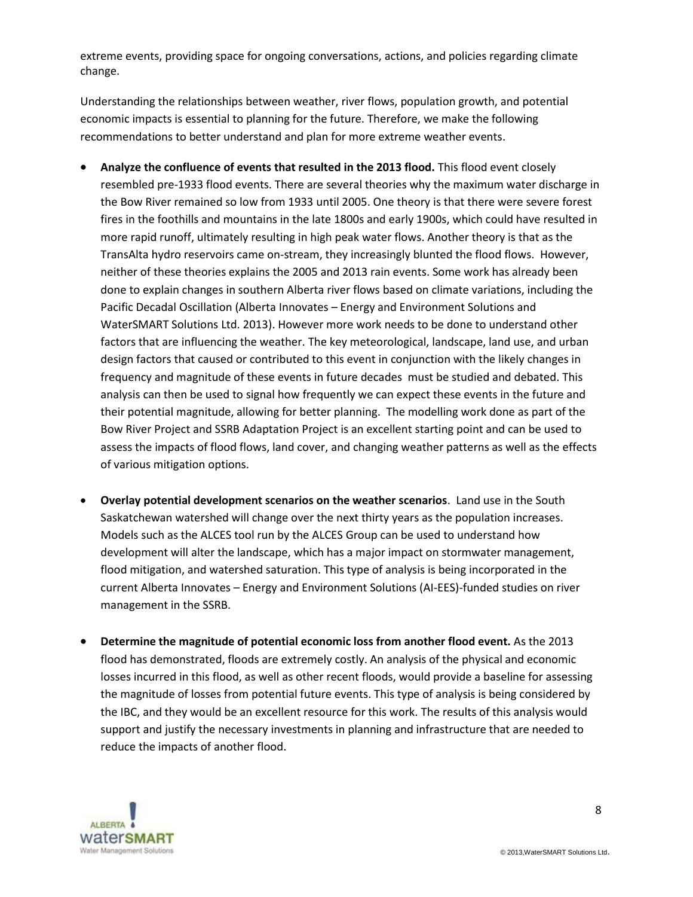extreme events, providing space for ongoing conversations, actions, and policies regarding climate change.

Understanding the relationships between weather, river flows, population growth, and potential economic impacts is essential to planning for the future. Therefore, we make the following recommendations to better understand and plan for more extreme weather events.

- **Analyze the confluence of events that resulted in the 2013 flood.** This flood event closely resembled pre-1933 flood events. There are several theories why the maximum water discharge in the Bow River remained so low from 1933 until 2005. One theory is that there were severe forest fires in the foothills and mountains in the late 1800s and early 1900s, which could have resulted in more rapid runoff, ultimately resulting in high peak water flows. Another theory is that as the TransAlta hydro reservoirs came on-stream, they increasingly blunted the flood flows. However, neither of these theories explains the 2005 and 2013 rain events. Some work has already been done to explain changes in southern Alberta river flows based on climate variations, including the Pacific Decadal Oscillation (Alberta Innovates – Energy and Environment Solutions and WaterSMART Solutions Ltd. 2013). However more work needs to be done to understand other factors that are influencing the weather. The key meteorological, landscape, land use, and urban design factors that caused or contributed to this event in conjunction with the likely changes in frequency and magnitude of these events in future decades must be studied and debated. This analysis can then be used to signal how frequently we can expect these events in the future and their potential magnitude, allowing for better planning. The modelling work done as part of the Bow River Project and SSRB Adaptation Project is an excellent starting point and can be used to assess the impacts of flood flows, land cover, and changing weather patterns as well as the effects of various mitigation options.

- **Overlay potential development scenarios on the weather scenarios**. Land use in the South Saskatchewan watershed will change over the next thirty years as the population increases. Models such as the ALCES tool run by the ALCES Group can be used to understand how development will alter the landscape, which has a major impact on stormwater management, flood mitigation, and watershed saturation. This type of analysis is being incorporated in the current Alberta Innovates – Energy and Environment Solutions (AI-EES)-funded studies on river management in the SSRB.

- **Determine the magnitude of potential economic loss from another flood event.** As the 2013 flood has demonstrated, floods are extremely costly. An analysis of the physical and economic losses incurred in this flood, as well as other recent floods, would provide a baseline for assessing the magnitude of losses from potential future events. This type of analysis is being considered by the IBC, and they would be an excellent resource for this work. The results of this analysis would support and justify the necessary investments in planning and infrastructure that are needed to reduce the impacts of another flood.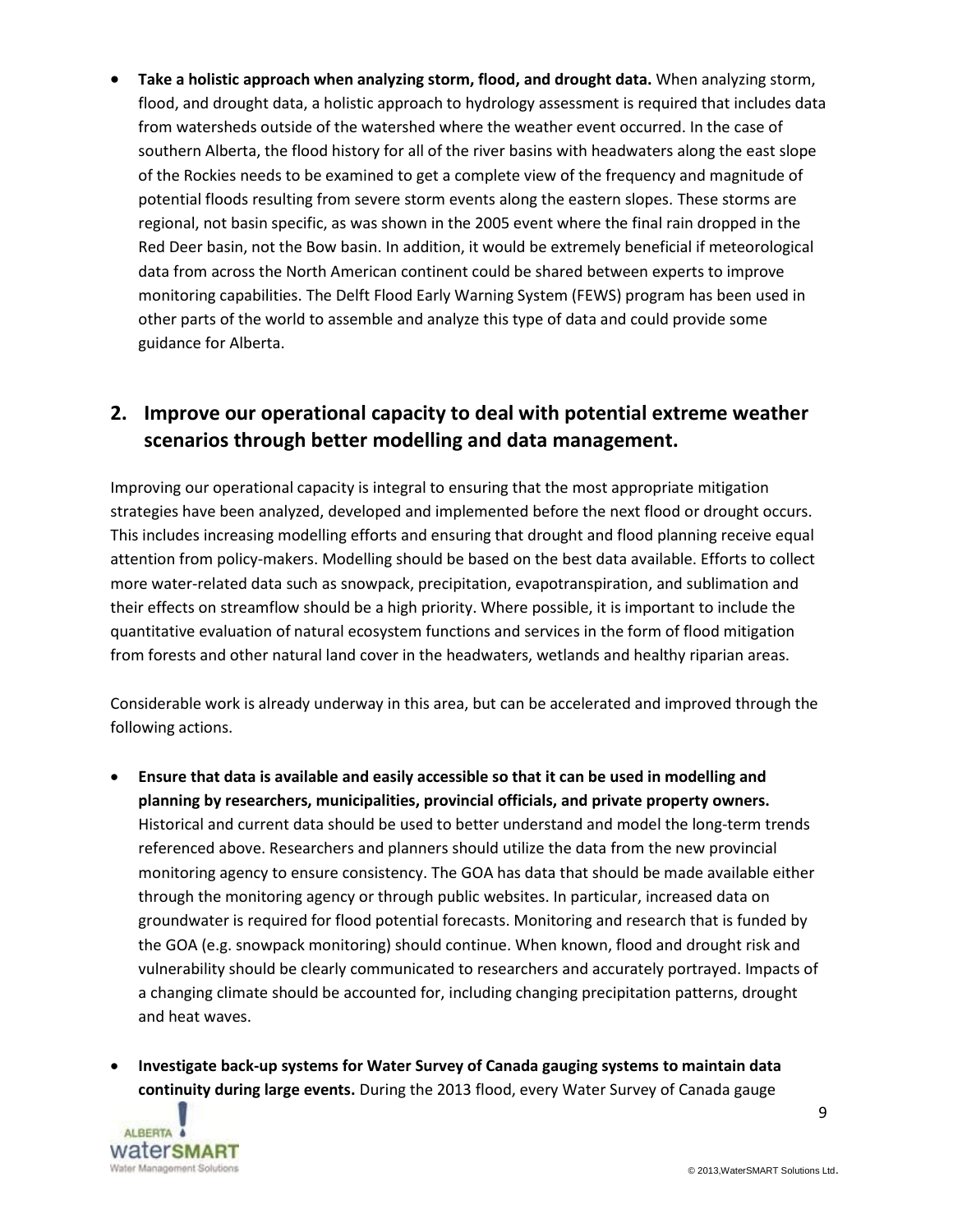- **Take a holistic approach when analyzing storm, flood, and drought data.** When analyzing storm, flood, and drought data, a holistic approach to hydrology assessment is required that includes data from watersheds outside of the watershed where the weather event occurred. In the case of southern Alberta, the flood history for all of the river basins with headwaters along the east slope of the Rockies needs to be examined to get a complete view of the frequency and magnitude of potential floods resulting from severe storm events along the eastern slopes. These storms are regional, not basin specific, as was shown in the 2005 event where the final rain dropped in the Red Deer basin, not the Bow basin. In addition, it would be extremely beneficial if meteorological data from across the North American continent could be shared between experts to improve monitoring capabilities. The Delft Flood Early Warning System (FEWS) program has been used in other parts of the world to assemble and analyze this type of data and could provide some guidance for Alberta.

## 2. Improve our operational capacity to deal with potential extreme weather scenarios through better modelling and data management.

Improving our operational capacity is integral to ensuring that the most appropriate mitigation strategies have been analyzed, developed and implemented before the next flood or drought occurs. This includes increasing modelling efforts and ensuring that drought and flood planning receive equal attention from policy-makers. Modelling should be based on the best data available. Efforts to collect more water-related data such as snowpack, precipitation, evapotranspiration, and sublimation and their effects on streamflow should be a high priority. Where possible, it is important to include the quantitative evaluation of natural ecosystem functions and services in the form of flood mitigation from forests and other natural land cover in the headwaters, wetlands and healthy riparian areas.

Considerable work is already underway in this area, but can be accelerated and improved through the following actions.

- **Ensure that data is available and easily accessible so that it can be used in modelling and planning by researchers, municipalities, provincial officials, and private property owners.** Historical and current data should be used to better understand and model the long-term trends referenced above. Researchers and planners should utilize the data from the new provincial monitoring agency to ensure consistency. The GOA has data that should be made available either through the monitoring agency or through public websites. In particular, increased data on groundwater is required for flood potential forecasts. Monitoring and research that is funded by the GOA (e.g. snowpack monitoring) should continue. When known, flood and drought risk and vulnerability should be clearly communicated to researchers and accurately portrayed. Impacts of a changing climate should be accounted for, including changing precipitation patterns, drought and heat waves.

- **Investigate back-up systems for Water Survey of Canada gauging systems to maintain data continuity during large events.** During the 2013 flood, every Water Survey of Canada gauge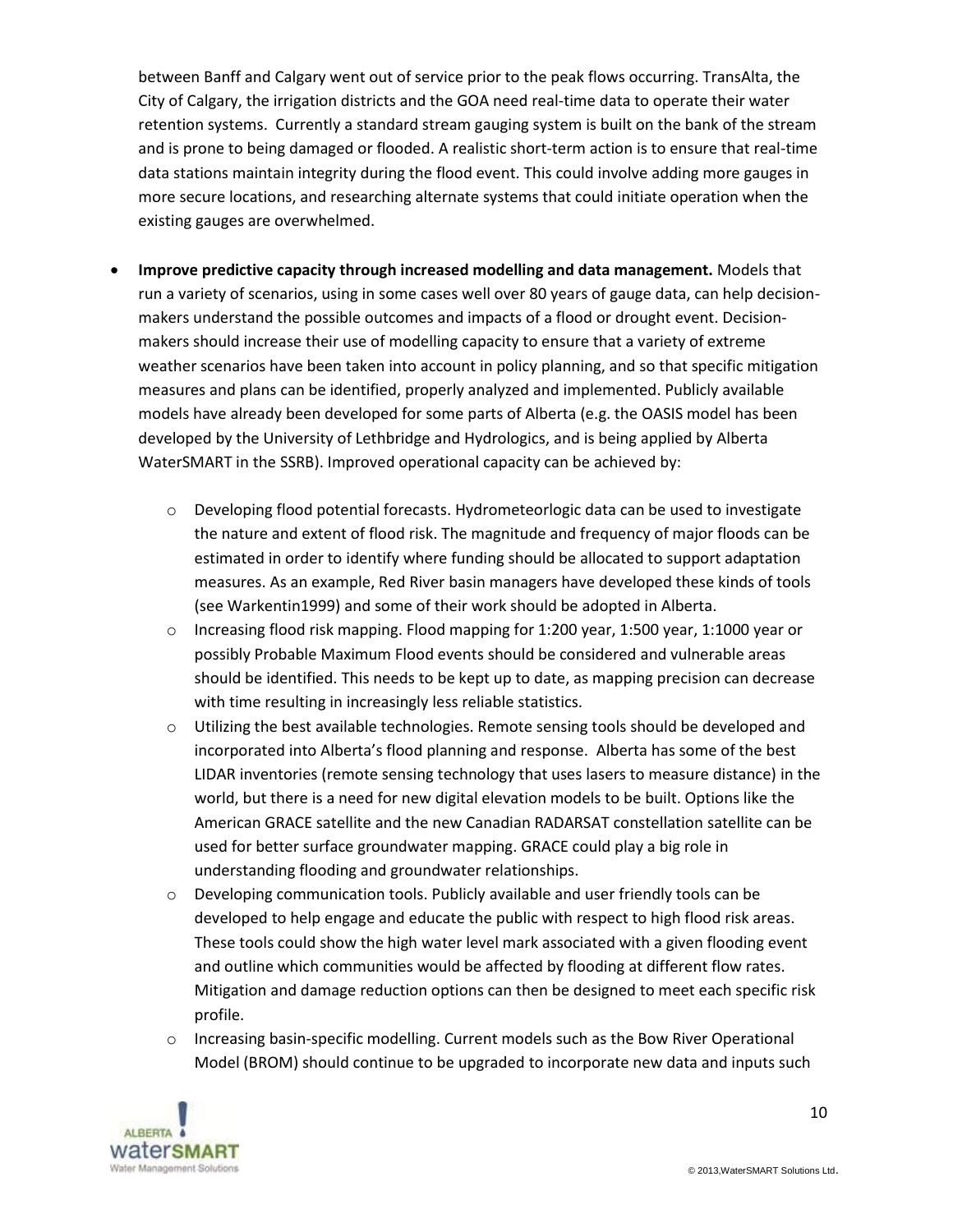between Banff and Calgary went out of service prior to the peak flows occurring. TransAlta, the City of Calgary, the irrigation districts and the GOA need real-time data to operate their water retention systems. Currently a standard stream gauging system is built on the bank of the stream and is prone to being damaged or flooded. A realistic short-term action is to ensure that real-time data stations maintain integrity during the flood event. This could involve adding more gauges in more secure locations, and researching alternate systems that could initiate operation when the existing gauges are overwhelmed.

- **Improve predictive capacity through increased modelling and data management.** Models that run a variety of scenarios, using in some cases well over 80 years of gauge data, can help decision-makers understand the possible outcomes and impacts of a flood or drought event. Decision-makers should increase their use of modelling capacity to ensure that a variety of extreme weather scenarios have been taken into account in policy planning, and so that specific mitigation measures and plans can be identified, properly analyzed and implemented. Publicly available models have already been developed for some parts of Alberta (e.g. the OASIS model has been developed by the University of Lethbridge and Hydrologics, and is being applied by Alberta WaterSMART in the SSRB). Improved operational capacity can be achieved by:
  - Developing flood potential forecasts. Hydrometeorlogic data can be used to investigate the nature and extent of flood risk. The magnitude and frequency of major floods can be estimated in order to identify where funding should be allocated to support adaptation measures. As an example, Red River basin managers have developed these kinds of tools (see Warkentin1999) and some of their work should be adopted in Alberta.
  - Increasing flood risk mapping. Flood mapping for 1:200 year, 1:500 year, 1:1000 year or possibly Probable Maximum Flood events should be considered and vulnerable areas should be identified. This needs to be kept up to date, as mapping precision can decrease with time resulting in increasingly less reliable statistics.
  - Utilizing the best available technologies. Remote sensing tools should be developed and incorporated into Alberta's flood planning and response. Alberta has some of the best LIDAR inventories (remote sensing technology that uses lasers to measure distance) in the world, but there is a need for new digital elevation models to be built. Options like the American GRACE satellite and the new Canadian RADARSAT constellation satellite can be used for better surface groundwater mapping. GRACE could play a big role in understanding flooding and groundwater relationships.
  - Developing communication tools. Publicly available and user friendly tools can be developed to help engage and educate the public with respect to high flood risk areas. These tools could show the high water level mark associated with a given flooding event and outline which communities would be affected by flooding at different flow rates. Mitigation and damage reduction options can then be designed to meet each specific risk profile.
  - Increasing basin-specific modelling. Current models such as the Bow River Operational Model (BROM) should continue to be upgraded to incorporate new data and inputs such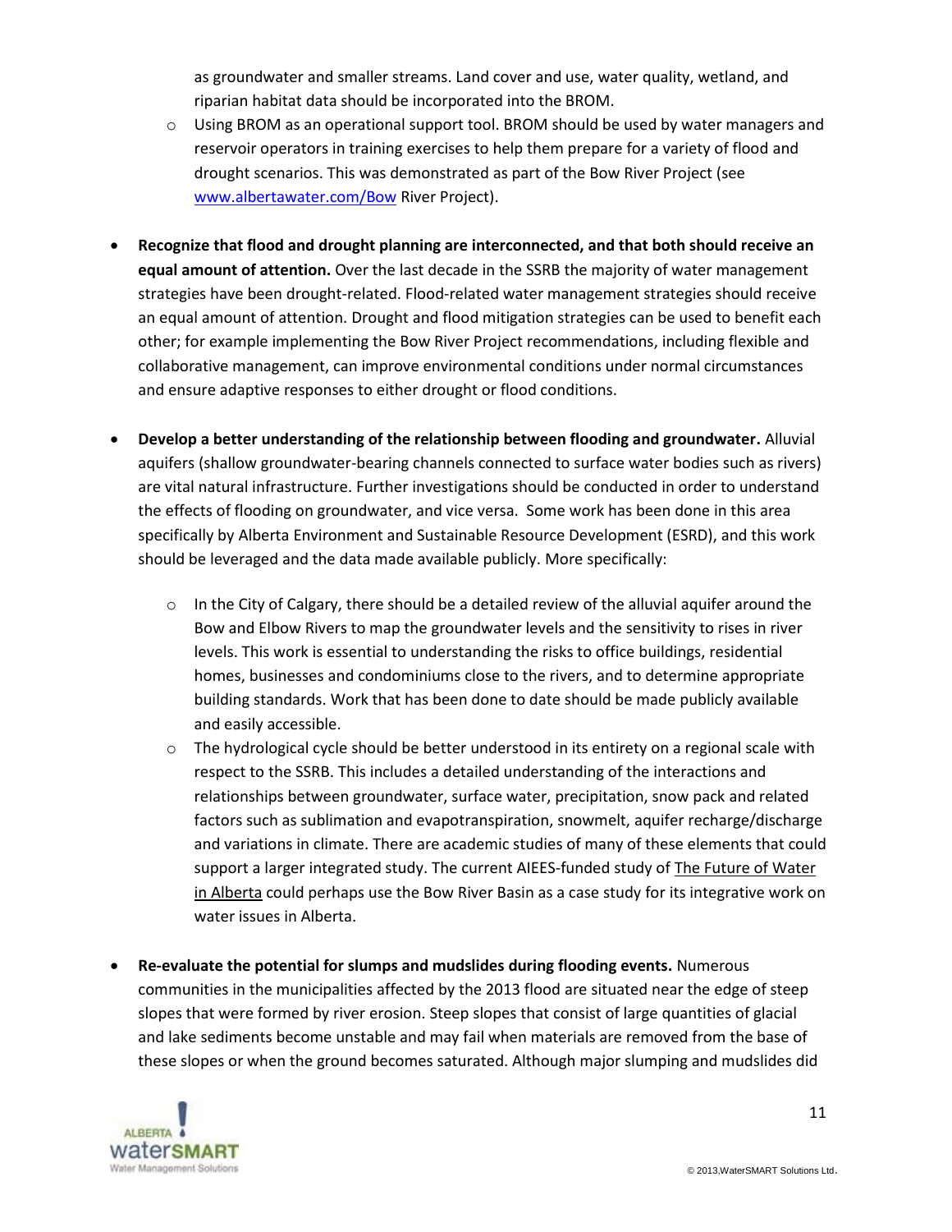as groundwater and smaller streams. Land cover and use, water quality, wetland, and riparian habitat data should be incorporated into the BROM.

  - Using BROM as an operational support tool. BROM should be used by water managers and reservoir operators in training exercises to help them prepare for a variety of flood and drought scenarios. This was demonstrated as part of the Bow River Project (see www.albertawater.com/Bow River Project).

- **Recognize that flood and drought planning are interconnected, and that both should receive an equal amount of attention.** Over the last decade in the SSRB the majority of water management strategies have been drought-related. Flood-related water management strategies should receive an equal amount of attention. Drought and flood mitigation strategies can be used to benefit each other; for example implementing the Bow River Project recommendations, including flexible and collaborative management, can improve environmental conditions under normal circumstances and ensure adaptive responses to either drought or flood conditions.

- **Develop a better understanding of the relationship between flooding and groundwater.** Alluvial aquifers (shallow groundwater-bearing channels connected to surface water bodies such as rivers) are vital natural infrastructure. Further investigations should be conducted in order to understand the effects of flooding on groundwater, and vice versa. Some work has been done in this area specifically by Alberta Environment and Sustainable Resource Development (ESRD), and this work should be leveraged and the data made available publicly. More specifically:

  - In the City of Calgary, there should be a detailed review of the alluvial aquifer around the Bow and Elbow Rivers to map the groundwater levels and the sensitivity to rises in river levels. This work is essential to understanding the risks to office buildings, residential homes, businesses and condominiums close to the rivers, and to determine appropriate building standards. Work that has been done to date should be made publicly available and easily accessible.
  - The hydrological cycle should be better understood in its entirety on a regional scale with respect to the SSRB. This includes a detailed understanding of the interactions and relationships between groundwater, surface water, precipitation, snow pack and related factors such as sublimation and evapotranspiration, snowmelt, aquifer recharge/discharge and variations in climate. There are academic studies of many of these elements that could support a larger integrated study. The current AIEES-funded study of The Future of Water in Alberta could perhaps use the Bow River Basin as a case study for its integrative work on water issues in Alberta.

- **Re-evaluate the potential for slumps and mudslides during flooding events.** Numerous communities in the municipalities affected by the 2013 flood are situated near the edge of steep slopes that were formed by river erosion. Steep slopes that consist of large quantities of glacial and lake sediments become unstable and may fail when materials are removed from the base of these slopes or when the ground becomes saturated. Although major slumping and mudslides did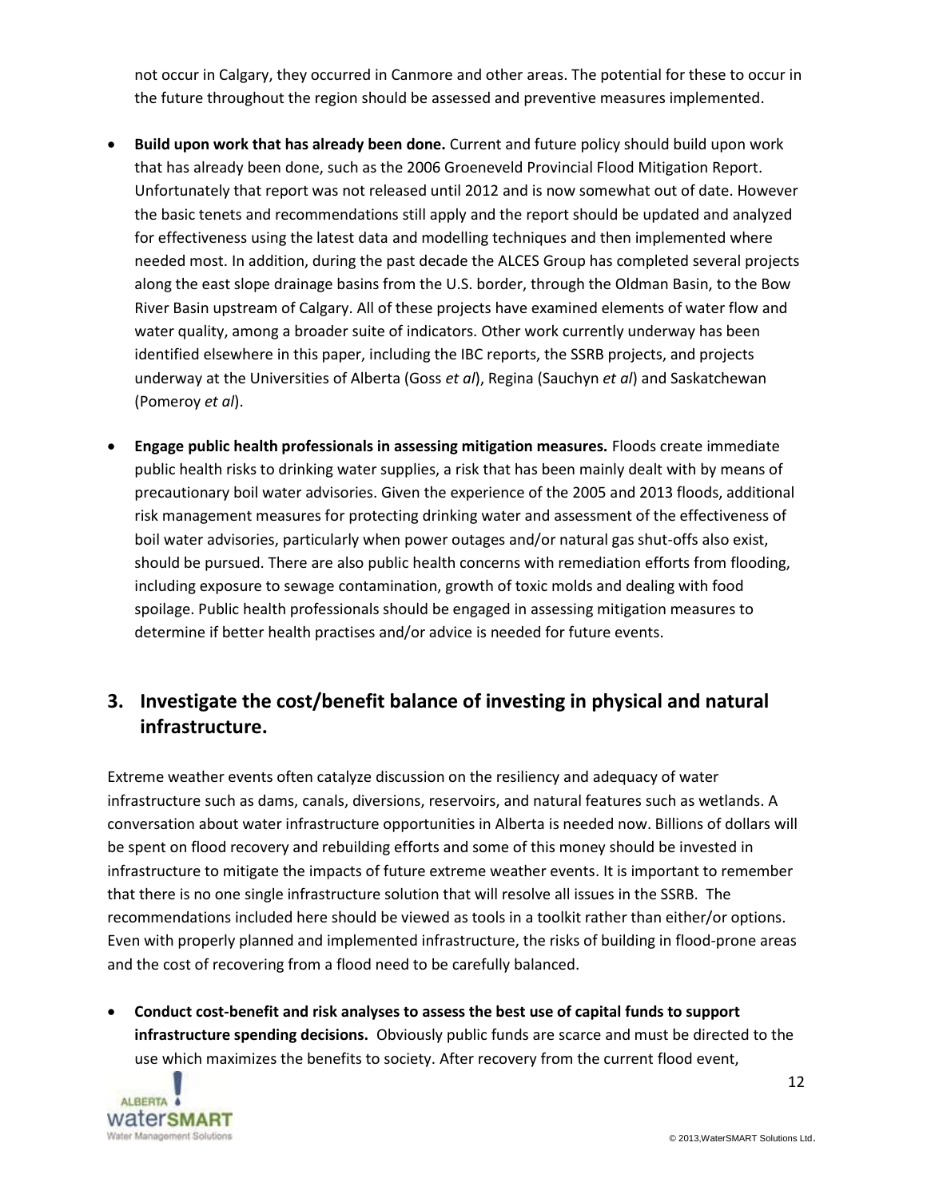not occur in Calgary, they occurred in Canmore and other areas. The potential for these to occur in the future throughout the region should be assessed and preventive measures implemented.

- **Build upon work that has already been done.** Current and future policy should build upon work that has already been done, such as the 2006 Groeneveld Provincial Flood Mitigation Report. Unfortunately that report was not released until 2012 and is now somewhat out of date. However the basic tenets and recommendations still apply and the report should be updated and analyzed for effectiveness using the latest data and modelling techniques and then implemented where needed most. In addition, during the past decade the ALCES Group has completed several projects along the east slope drainage basins from the U.S. border, through the Oldman Basin, to the Bow River Basin upstream of Calgary. All of these projects have examined elements of water flow and water quality, among a broader suite of indicators. Other work currently underway has been identified elsewhere in this paper, including the IBC reports, the SSRB projects, and projects underway at the Universities of Alberta (Goss *et al*), Regina (Sauchyn *et al*) and Saskatchewan (Pomeroy *et al*).

- **Engage public health professionals in assessing mitigation measures.** Floods create immediate public health risks to drinking water supplies, a risk that has been mainly dealt with by means of precautionary boil water advisories. Given the experience of the 2005 and 2013 floods, additional risk management measures for protecting drinking water and assessment of the effectiveness of boil water advisories, particularly when power outages and/or natural gas shut-offs also exist, should be pursued. There are also public health concerns with remediation efforts from flooding, including exposure to sewage contamination, growth of toxic molds and dealing with food spoilage. Public health professionals should be engaged in assessing mitigation measures to determine if better health practises and/or advice is needed for future events.

## 3. Investigate the cost/benefit balance of investing in physical and natural infrastructure.

Extreme weather events often catalyze discussion on the resiliency and adequacy of water infrastructure such as dams, canals, diversions, reservoirs, and natural features such as wetlands. A conversation about water infrastructure opportunities in Alberta is needed now. Billions of dollars will be spent on flood recovery and rebuilding efforts and some of this money should be invested in infrastructure to mitigate the impacts of future extreme weather events. It is important to remember that there is no one single infrastructure solution that will resolve all issues in the SSRB. The recommendations included here should be viewed as tools in a toolkit rather than either/or options. Even with properly planned and implemented infrastructure, the risks of building in flood-prone areas and the cost of recovering from a flood need to be carefully balanced.

- **Conduct cost-benefit and risk analyses to assess the best use of capital funds to support infrastructure spending decisions.** Obviously public funds are scarce and must be directed to the use which maximizes the benefits to society. After recovery from the current flood event,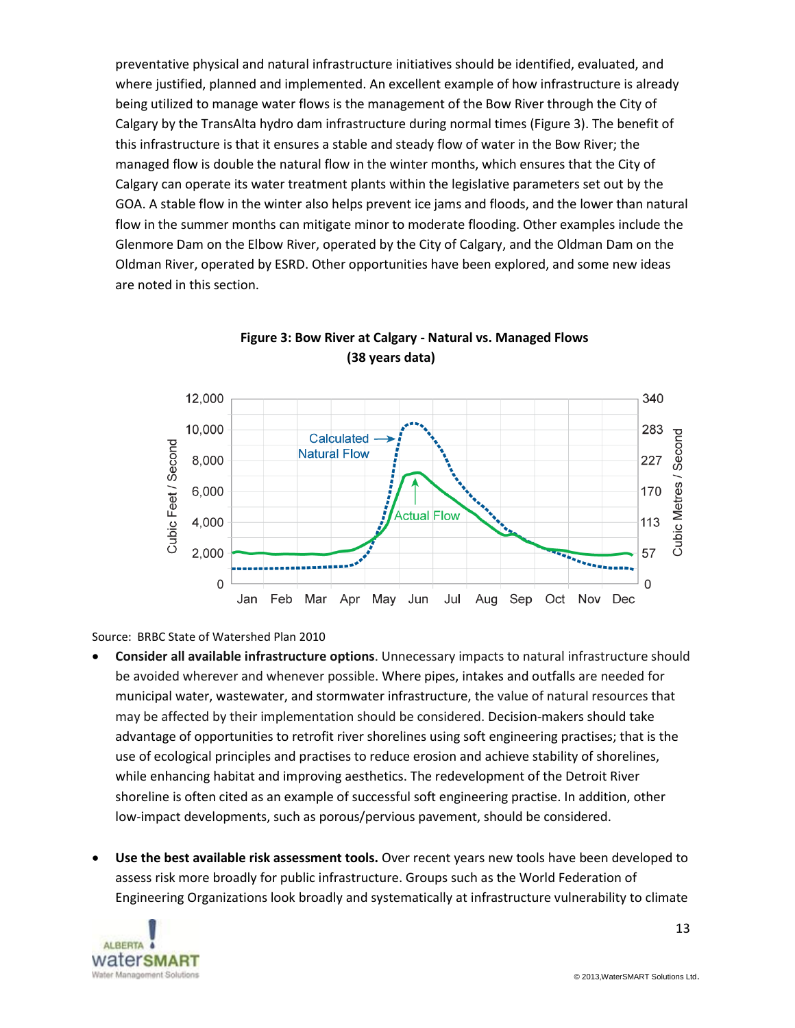preventative physical and natural infrastructure initiatives should be identified, evaluated, and where justified, planned and implemented. An excellent example of how infrastructure is already being utilized to manage water flows is the management of the Bow River through the City of Calgary by the TransAlta hydro dam infrastructure during normal times (Figure 3). The benefit of this infrastructure is that it ensures a stable and steady flow of water in the Bow River; the managed flow is double the natural flow in the winter months, which ensures that the City of Calgary can operate its water treatment plants within the legislative parameters set out by the GOA. A stable flow in the winter also helps prevent ice jams and floods, and the lower than natural flow in the summer months can mitigate minor to moderate flooding. Other examples include the Glenmore Dam on the Elbow River, operated by the City of Calgary, and the Oldman Dam on the Oldman River, operated by ESRD. Other opportunities have been explored, and some new ideas are noted in this section.

**Figure 3: Bow River at Calgary - Natural vs. Managed Flows (38 years data)**

Source: BRBC State of Watershed Plan 2010

- **Consider all available infrastructure options**. Unnecessary impacts to natural infrastructure should be avoided wherever and whenever possible. Where pipes, intakes and outfalls are needed for municipal water, wastewater, and stormwater infrastructure, the value of natural resources that may be affected by their implementation should be considered. Decision-makers should take advantage of opportunities to retrofit river shorelines using soft engineering practises; that is the use of ecological principles and practises to reduce erosion and achieve stability of shorelines, while enhancing habitat and improving aesthetics. The redevelopment of the Detroit River shoreline is often cited as an example of successful soft engineering practise. In addition, other low-impact developments, such as porous/pervious pavement, should be considered.

- **Use the best available risk assessment tools.** Over recent years new tools have been developed to assess risk more broadly for public infrastructure. Groups such as the World Federation of Engineering Organizations look broadly and systematically at infrastructure vulnerability to climate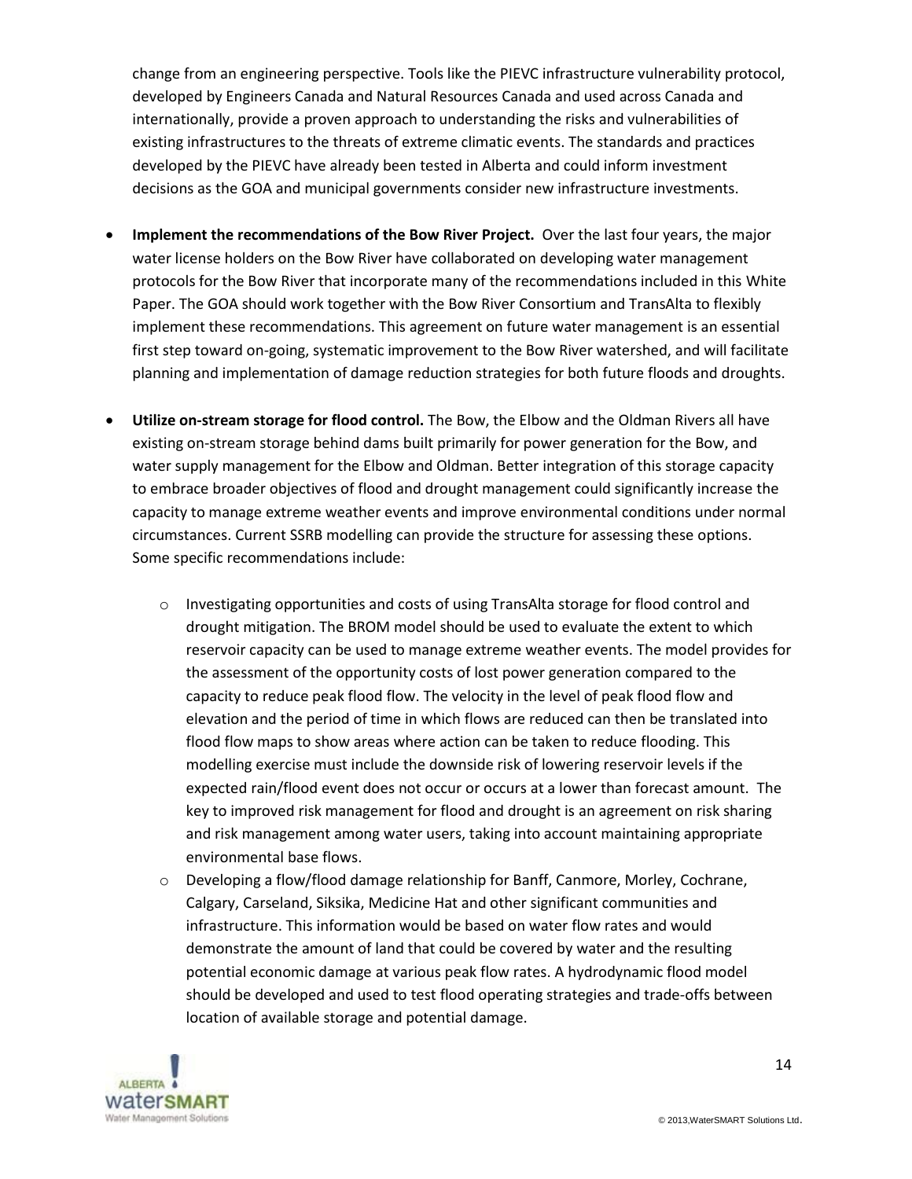change from an engineering perspective. Tools like the PIEVC infrastructure vulnerability protocol, developed by Engineers Canada and Natural Resources Canada and used across Canada and internationally, provide a proven approach to understanding the risks and vulnerabilities of existing infrastructures to the threats of extreme climatic events. The standards and practices developed by the PIEVC have already been tested in Alberta and could inform investment decisions as the GOA and municipal governments consider new infrastructure investments.

- **Implement the recommendations of the Bow River Project.** Over the last four years, the major water license holders on the Bow River have collaborated on developing water management protocols for the Bow River that incorporate many of the recommendations included in this White Paper. The GOA should work together with the Bow River Consortium and TransAlta to flexibly implement these recommendations. This agreement on future water management is an essential first step toward on-going, systematic improvement to the Bow River watershed, and will facilitate planning and implementation of damage reduction strategies for both future floods and droughts.

- **Utilize on-stream storage for flood control.** The Bow, the Elbow and the Oldman Rivers all have existing on-stream storage behind dams built primarily for power generation for the Bow, and water supply management for the Elbow and Oldman. Better integration of this storage capacity to embrace broader objectives of flood and drought management could significantly increase the capacity to manage extreme weather events and improve environmental conditions under normal circumstances. Current SSRB modelling can provide the structure for assessing these options. Some specific recommendations include:

    - Investigating opportunities and costs of using TransAlta storage for flood control and drought mitigation. The BROM model should be used to evaluate the extent to which reservoir capacity can be used to manage extreme weather events. The model provides for the assessment of the opportunity costs of lost power generation compared to the capacity to reduce peak flood flow. The velocity in the level of peak flood flow and elevation and the period of time in which flows are reduced can then be translated into flood flow maps to show areas where action can be taken to reduce flooding. This modelling exercise must include the downside risk of lowering reservoir levels if the expected rain/flood event does not occur or occurs at a lower than forecast amount. The key to improved risk management for flood and drought is an agreement on risk sharing and risk management among water users, taking into account maintaining appropriate environmental base flows.
    - Developing a flow/flood damage relationship for Banff, Canmore, Morley, Cochrane, Calgary, Carseland, Siksika, Medicine Hat and other significant communities and infrastructure. This information would be based on water flow rates and would demonstrate the amount of land that could be covered by water and the resulting potential economic damage at various peak flow rates. A hydrodynamic flood model should be developed and used to test flood operating strategies and trade-offs between location of available storage and potential damage.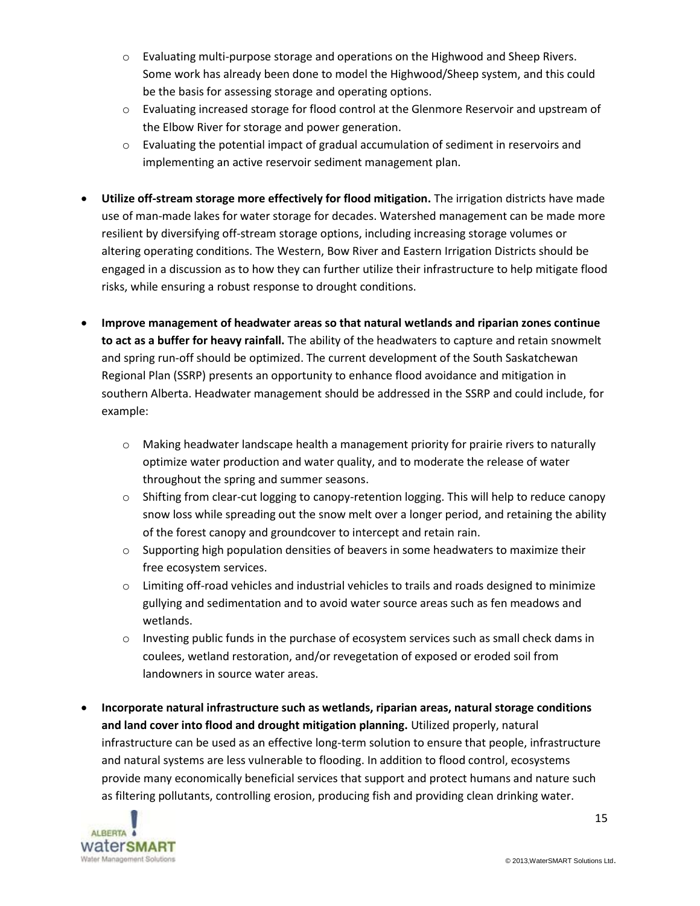- Evaluating multi-purpose storage and operations on the Highwood and Sheep Rivers. Some work has already been done to model the Highwood/Sheep system, and this could be the basis for assessing storage and operating options.
  - Evaluating increased storage for flood control at the Glenmore Reservoir and upstream of the Elbow River for storage and power generation.
  - Evaluating the potential impact of gradual accumulation of sediment in reservoirs and implementing an active reservoir sediment management plan.

- **Utilize off-stream storage more effectively for flood mitigation.** The irrigation districts have made use of man-made lakes for water storage for decades. Watershed management can be made more resilient by diversifying off-stream storage options, including increasing storage volumes or altering operating conditions. The Western, Bow River and Eastern Irrigation Districts should be engaged in a discussion as to how they can further utilize their infrastructure to help mitigate flood risks, while ensuring a robust response to drought conditions.

- **Improve management of headwater areas so that natural wetlands and riparian zones continue to act as a buffer for heavy rainfall.** The ability of the headwaters to capture and retain snowmelt and spring run-off should be optimized. The current development of the South Saskatchewan Regional Plan (SSRP) presents an opportunity to enhance flood avoidance and mitigation in southern Alberta. Headwater management should be addressed in the SSRP and could include, for example:

  - Making headwater landscape health a management priority for prairie rivers to naturally optimize water production and water quality, and to moderate the release of water throughout the spring and summer seasons.
  - Shifting from clear-cut logging to canopy-retention logging. This will help to reduce canopy snow loss while spreading out the snow melt over a longer period, and retaining the ability of the forest canopy and groundcover to intercept and retain rain.
  - Supporting high population densities of beavers in some headwaters to maximize their free ecosystem services.
  - Limiting off-road vehicles and industrial vehicles to trails and roads designed to minimize gullying and sedimentation and to avoid water source areas such as fen meadows and wetlands.
  - Investing public funds in the purchase of ecosystem services such as small check dams in coulees, wetland restoration, and/or revegetation of exposed or eroded soil from landowners in source water areas.

- **Incorporate natural infrastructure such as wetlands, riparian areas, natural storage conditions and land cover into flood and drought mitigation planning.** Utilized properly, natural infrastructure can be used as an effective long-term solution to ensure that people, infrastructure and natural systems are less vulnerable to flooding. In addition to flood control, ecosystems provide many economically beneficial services that support and protect humans and nature such as filtering pollutants, controlling erosion, producing fish and providing clean drinking water.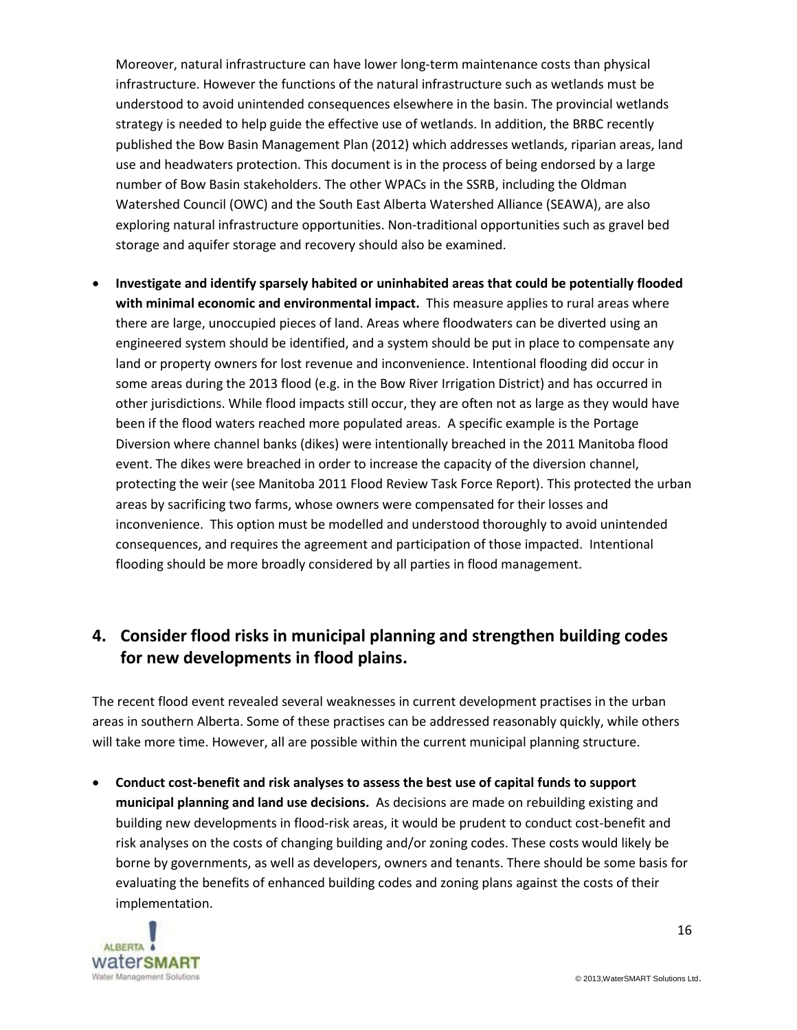Moreover, natural infrastructure can have lower long-term maintenance costs than physical infrastructure. However the functions of the natural infrastructure such as wetlands must be understood to avoid unintended consequences elsewhere in the basin. The provincial wetlands strategy is needed to help guide the effective use of wetlands. In addition, the BRBC recently published the Bow Basin Management Plan (2012) which addresses wetlands, riparian areas, land use and headwaters protection. This document is in the process of being endorsed by a large number of Bow Basin stakeholders. The other WPACs in the SSRB, including the Oldman Watershed Council (OWC) and the South East Alberta Watershed Alliance (SEAWA), are also exploring natural infrastructure opportunities. Non-traditional opportunities such as gravel bed storage and aquifer storage and recovery should also be examined.

- **Investigate and identify sparsely habited or uninhabited areas that could be potentially flooded with minimal economic and environmental impact.** This measure applies to rural areas where there are large, unoccupied pieces of land. Areas where floodwaters can be diverted using an engineered system should be identified, and a system should be put in place to compensate any land or property owners for lost revenue and inconvenience. Intentional flooding did occur in some areas during the 2013 flood (e.g. in the Bow River Irrigation District) and has occurred in other jurisdictions. While flood impacts still occur, they are often not as large as they would have been if the flood waters reached more populated areas. A specific example is the Portage Diversion where channel banks (dikes) were intentionally breached in the 2011 Manitoba flood event. The dikes were breached in order to increase the capacity of the diversion channel, protecting the weir (see Manitoba 2011 Flood Review Task Force Report). This protected the urban areas by sacrificing two farms, whose owners were compensated for their losses and inconvenience. This option must be modelled and understood thoroughly to avoid unintended consequences, and requires the agreement and participation of those impacted. Intentional flooding should be more broadly considered by all parties in flood management.

## 4. Consider flood risks in municipal planning and strengthen building codes for new developments in flood plains.

The recent flood event revealed several weaknesses in current development practises in the urban areas in southern Alberta. Some of these practises can be addressed reasonably quickly, while others will take more time. However, all are possible within the current municipal planning structure.

- **Conduct cost-benefit and risk analyses to assess the best use of capital funds to support municipal planning and land use decisions.** As decisions are made on rebuilding existing and building new developments in flood-risk areas, it would be prudent to conduct cost-benefit and risk analyses on the costs of changing building and/or zoning codes. These costs would likely be borne by governments, as well as developers, owners and tenants. There should be some basis for evaluating the benefits of enhanced building codes and zoning plans against the costs of their implementation.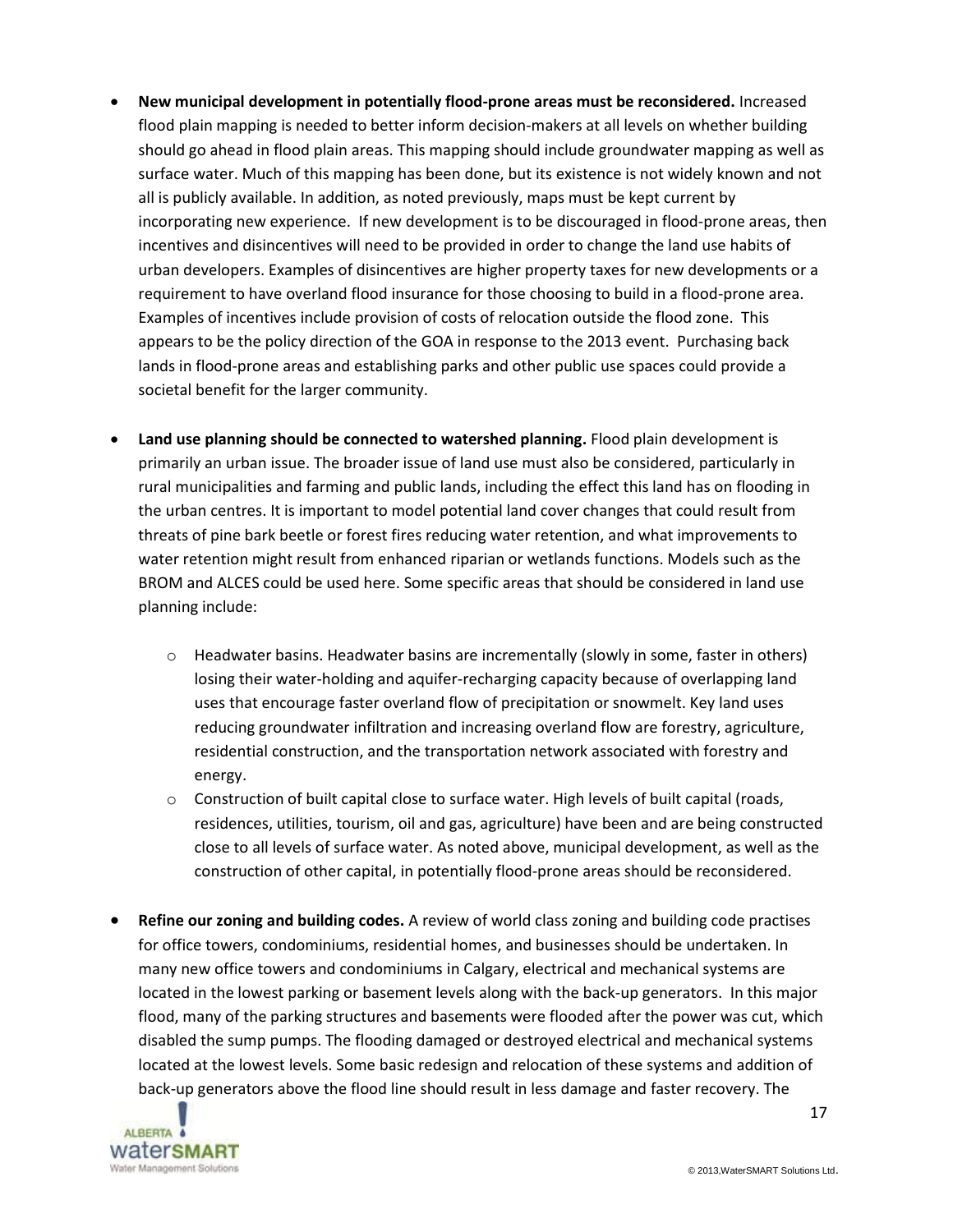- **New municipal development in potentially flood-prone areas must be reconsidered.** Increased flood plain mapping is needed to better inform decision-makers at all levels on whether building should go ahead in flood plain areas. This mapping should include groundwater mapping as well as surface water. Much of this mapping has been done, but its existence is not widely known and not all is publicly available. In addition, as noted previously, maps must be kept current by incorporating new experience. If new development is to be discouraged in flood-prone areas, then incentives and disincentives will need to be provided in order to change the land use habits of urban developers. Examples of disincentives are higher property taxes for new developments or a requirement to have overland flood insurance for those choosing to build in a flood-prone area. Examples of incentives include provision of costs of relocation outside the flood zone. This appears to be the policy direction of the GOA in response to the 2013 event. Purchasing back lands in flood-prone areas and establishing parks and other public use spaces could provide a societal benefit for the larger community.

- **Land use planning should be connected to watershed planning.** Flood plain development is primarily an urban issue. The broader issue of land use must also be considered, particularly in rural municipalities and farming and public lands, including the effect this land has on flooding in the urban centres. It is important to model potential land cover changes that could result from threats of pine bark beetle or forest fires reducing water retention, and what improvements to water retention might result from enhanced riparian or wetlands functions. Models such as the BROM and ALCES could be used here. Some specific areas that should be considered in land use planning include:

  - Headwater basins. Headwater basins are incrementally (slowly in some, faster in others) losing their water-holding and aquifer-recharging capacity because of overlapping land uses that encourage faster overland flow of precipitation or snowmelt. Key land uses reducing groundwater infiltration and increasing overland flow are forestry, agriculture, residential construction, and the transportation network associated with forestry and energy.
  - Construction of built capital close to surface water. High levels of built capital (roads, residences, utilities, tourism, oil and gas, agriculture) have been and are being constructed close to all levels of surface water. As noted above, municipal development, as well as the construction of other capital, in potentially flood-prone areas should be reconsidered.

- **Refine our zoning and building codes.** A review of world class zoning and building code practises for office towers, condominiums, residential homes, and businesses should be undertaken. In many new office towers and condominiums in Calgary, electrical and mechanical systems are located in the lowest parking or basement levels along with the back-up generators. In this major flood, many of the parking structures and basements were flooded after the power was cut, which disabled the sump pumps. The flooding damaged or destroyed electrical and mechanical systems located at the lowest levels. Some basic redesign and relocation of these systems and addition of back-up generators above the flood line should result in less damage and faster recovery. The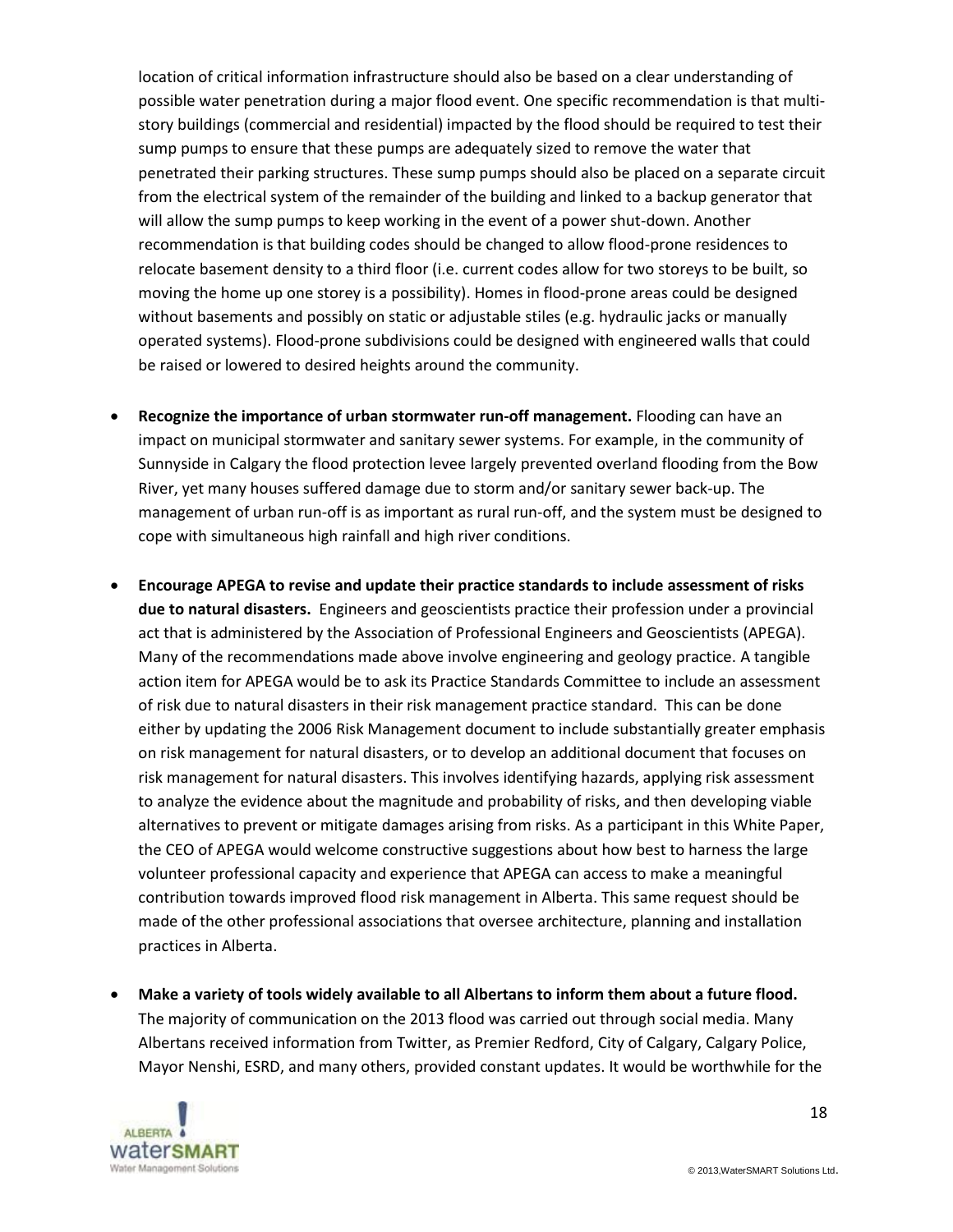location of critical information infrastructure should also be based on a clear understanding of possible water penetration during a major flood event. One specific recommendation is that multi-story buildings (commercial and residential) impacted by the flood should be required to test their sump pumps to ensure that these pumps are adequately sized to remove the water that penetrated their parking structures. These sump pumps should also be placed on a separate circuit from the electrical system of the remainder of the building and linked to a backup generator that will allow the sump pumps to keep working in the event of a power shut-down. Another recommendation is that building codes should be changed to allow flood-prone residences to relocate basement density to a third floor (i.e. current codes allow for two storeys to be built, so moving the home up one storey is a possibility). Homes in flood-prone areas could be designed without basements and possibly on static or adjustable stiles (e.g. hydraulic jacks or manually operated systems). Flood-prone subdivisions could be designed with engineered walls that could be raised or lowered to desired heights around the community.

- **Recognize the importance of urban stormwater run-off management.** Flooding can have an impact on municipal stormwater and sanitary sewer systems. For example, in the community of Sunnyside in Calgary the flood protection levee largely prevented overland flooding from the Bow River, yet many houses suffered damage due to storm and/or sanitary sewer back-up. The management of urban run-off is as important as rural run-off, and the system must be designed to cope with simultaneous high rainfall and high river conditions.

- **Encourage APEGA to revise and update their practice standards to include assessment of risks due to natural disasters.** Engineers and geoscientists practice their profession under a provincial act that is administered by the Association of Professional Engineers and Geoscientists (APEGA). Many of the recommendations made above involve engineering and geology practice. A tangible action item for APEGA would be to ask its Practice Standards Committee to include an assessment of risk due to natural disasters in their risk management practice standard. This can be done either by updating the 2006 Risk Management document to include substantially greater emphasis on risk management for natural disasters, or to develop an additional document that focuses on risk management for natural disasters. This involves identifying hazards, applying risk assessment to analyze the evidence about the magnitude and probability of risks, and then developing viable alternatives to prevent or mitigate damages arising from risks. As a participant in this White Paper, the CEO of APEGA would welcome constructive suggestions about how best to harness the large volunteer professional capacity and experience that APEGA can access to make a meaningful contribution towards improved flood risk management in Alberta. This same request should be made of the other professional associations that oversee architecture, planning and installation practices in Alberta.

- **Make a variety of tools widely available to all Albertans to inform them about a future flood.** The majority of communication on the 2013 flood was carried out through social media. Many Albertans received information from Twitter, as Premier Redford, City of Calgary, Calgary Police, Mayor Nenshi, ESRD, and many others, provided constant updates. It would be worthwhile for the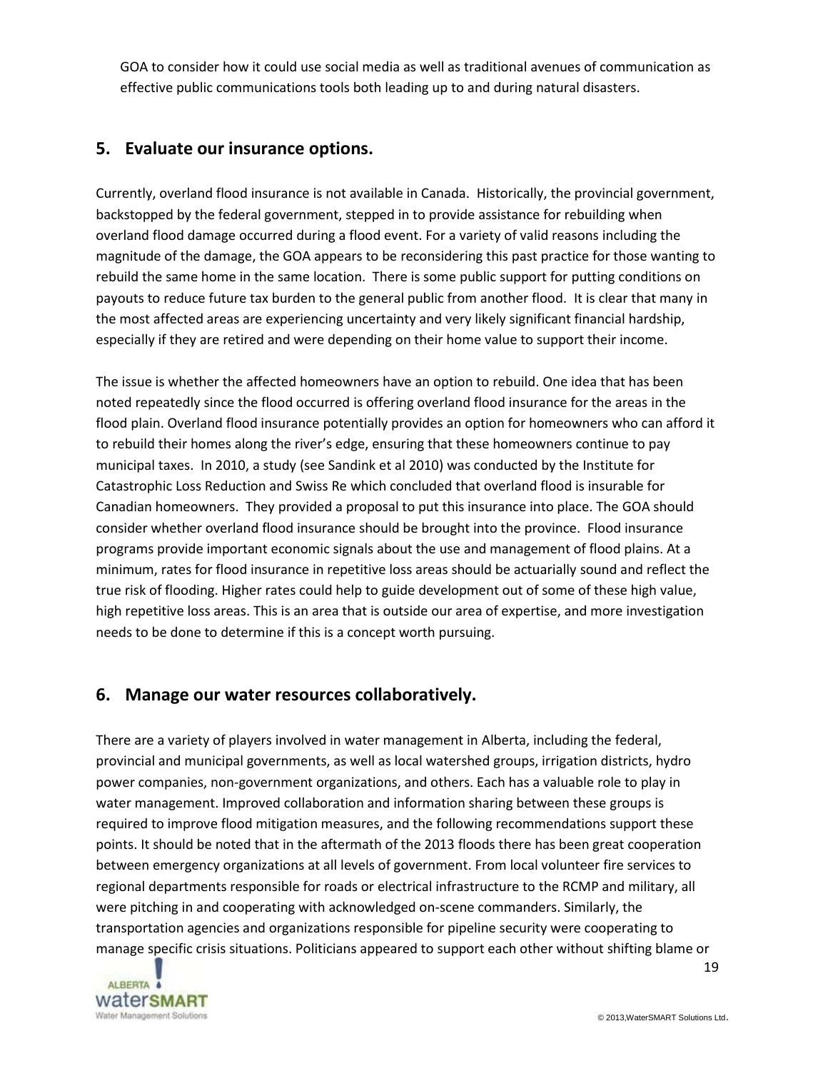GOA to consider how it could use social media as well as traditional avenues of communication as effective public communications tools both leading up to and during natural disasters.

## 5. Evaluate our insurance options.

Currently, overland flood insurance is not available in Canada. Historically, the provincial government, backstopped by the federal government, stepped in to provide assistance for rebuilding when overland flood damage occurred during a flood event. For a variety of valid reasons including the magnitude of the damage, the GOA appears to be reconsidering this past practice for those wanting to rebuild the same home in the same location. There is some public support for putting conditions on payouts to reduce future tax burden to the general public from another flood. It is clear that many in the most affected areas are experiencing uncertainty and very likely significant financial hardship, especially if they are retired and were depending on their home value to support their income.

The issue is whether the affected homeowners have an option to rebuild. One idea that has been noted repeatedly since the flood occurred is offering overland flood insurance for the areas in the flood plain. Overland flood insurance potentially provides an option for homeowners who can afford it to rebuild their homes along the river's edge, ensuring that these homeowners continue to pay municipal taxes. In 2010, a study (see Sandink et al 2010) was conducted by the Institute for Catastrophic Loss Reduction and Swiss Re which concluded that overland flood is insurable for Canadian homeowners. They provided a proposal to put this insurance into place. The GOA should consider whether overland flood insurance should be brought into the province. Flood insurance programs provide important economic signals about the use and management of flood plains. At a minimum, rates for flood insurance in repetitive loss areas should be actuarially sound and reflect the true risk of flooding. Higher rates could help to guide development out of some of these high value, high repetitive loss areas. This is an area that is outside our area of expertise, and more investigation needs to be done to determine if this is a concept worth pursuing.

## 6. Manage our water resources collaboratively.

There are a variety of players involved in water management in Alberta, including the federal, provincial and municipal governments, as well as local watershed groups, irrigation districts, hydro power companies, non-government organizations, and others. Each has a valuable role to play in water management. Improved collaboration and information sharing between these groups is required to improve flood mitigation measures, and the following recommendations support these points. It should be noted that in the aftermath of the 2013 floods there has been great cooperation between emergency organizations at all levels of government. From local volunteer fire services to regional departments responsible for roads or electrical infrastructure to the RCMP and military, all were pitching in and cooperating with acknowledged on-scene commanders. Similarly, the transportation agencies and organizations responsible for pipeline security were cooperating to manage specific crisis situations. Politicians appeared to support each other without shifting blame or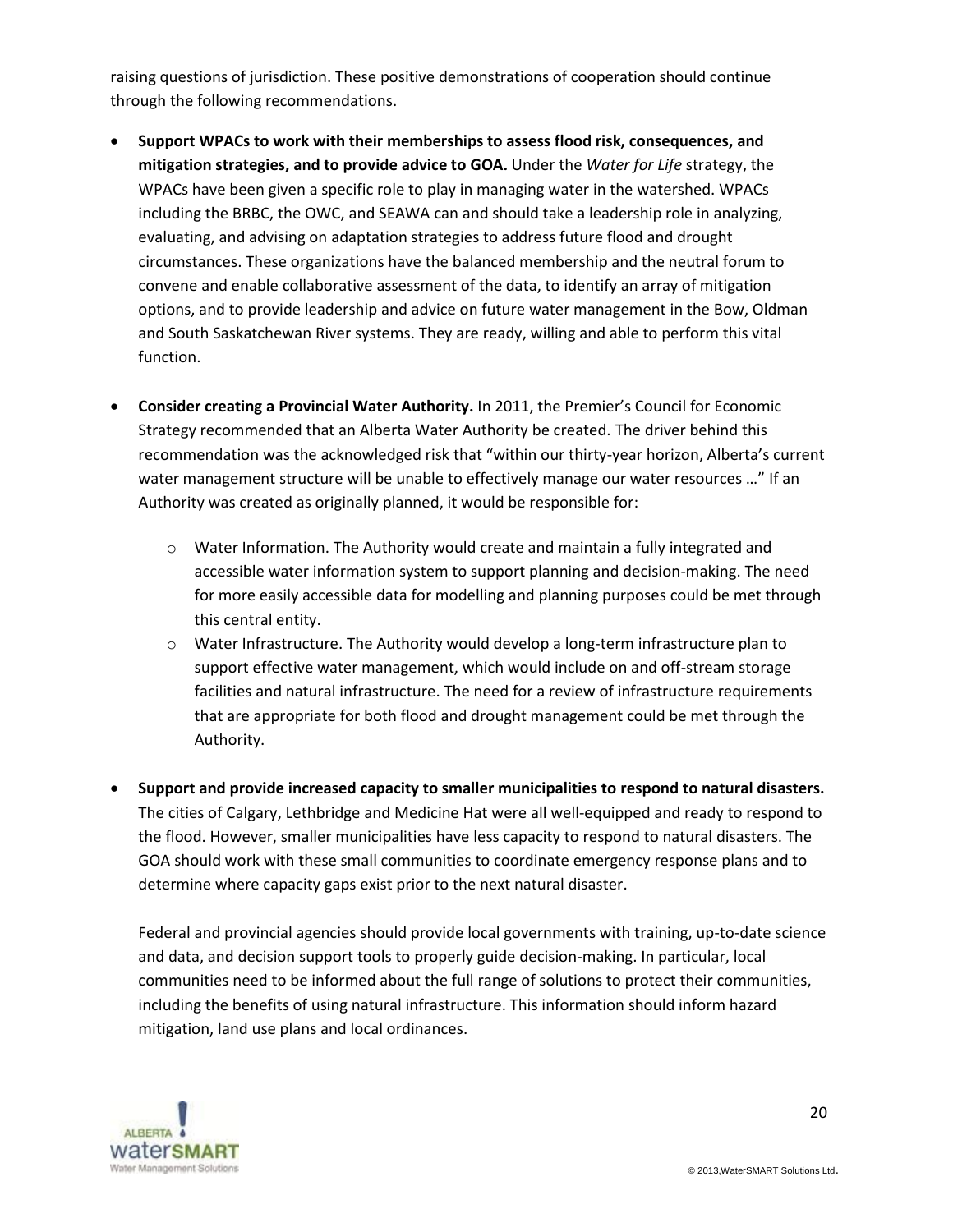raising questions of jurisdiction. These positive demonstrations of cooperation should continue through the following recommendations.

- **Support WPACs to work with their memberships to assess flood risk, consequences, and mitigation strategies, and to provide advice to GOA.** Under the *Water for Life* strategy, the WPACs have been given a specific role to play in managing water in the watershed. WPACs including the BRBC, the OWC, and SEAWA can and should take a leadership role in analyzing, evaluating, and advising on adaptation strategies to address future flood and drought circumstances. These organizations have the balanced membership and the neutral forum to convene and enable collaborative assessment of the data, to identify an array of mitigation options, and to provide leadership and advice on future water management in the Bow, Oldman and South Saskatchewan River systems. They are ready, willing and able to perform this vital function.

- **Consider creating a Provincial Water Authority.** In 2011, the Premier's Council for Economic Strategy recommended that an Alberta Water Authority be created. The driver behind this recommendation was the acknowledged risk that "within our thirty-year horizon, Alberta's current water management structure will be unable to effectively manage our water resources …" If an Authority was created as originally planned, it would be responsible for:

  - Water Information. The Authority would create and maintain a fully integrated and accessible water information system to support planning and decision-making. The need for more easily accessible data for modelling and planning purposes could be met through this central entity.
  - Water Infrastructure. The Authority would develop a long-term infrastructure plan to support effective water management, which would include on and off-stream storage facilities and natural infrastructure. The need for a review of infrastructure requirements that are appropriate for both flood and drought management could be met through the Authority.

- **Support and provide increased capacity to smaller municipalities to respond to natural disasters.** The cities of Calgary, Lethbridge and Medicine Hat were all well-equipped and ready to respond to the flood. However, smaller municipalities have less capacity to respond to natural disasters. The GOA should work with these small communities to coordinate emergency response plans and to determine where capacity gaps exist prior to the next natural disaster.

  Federal and provincial agencies should provide local governments with training, up-to-date science and data, and decision support tools to properly guide decision-making. In particular, local communities need to be informed about the full range of solutions to protect their communities, including the benefits of using natural infrastructure. This information should inform hazard mitigation, land use plans and local ordinances.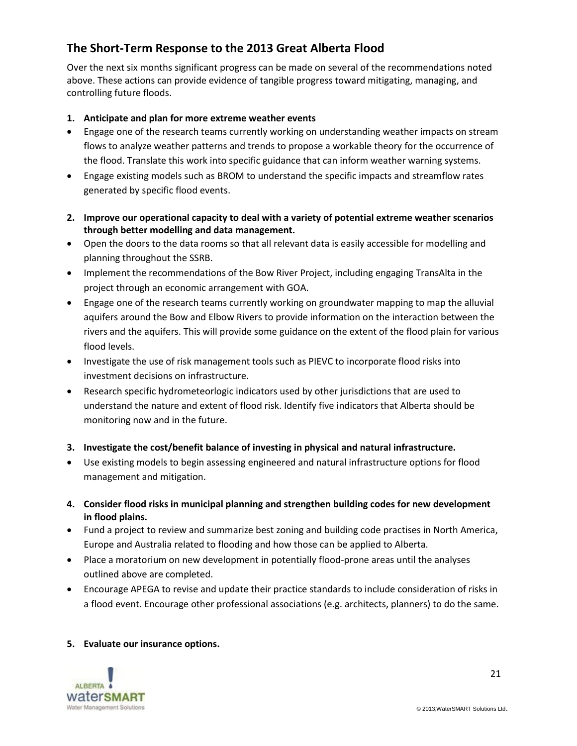## The Short-Term Response to the 2013 Great Alberta Flood

Over the next six months significant progress can be made on several of the recommendations noted above. These actions can provide evidence of tangible progress toward mitigating, managing, and controlling future floods.

1. **Anticipate and plan for more extreme weather events**

- Engage one of the research teams currently working on understanding weather impacts on stream flows to analyze weather patterns and trends to propose a workable theory for the occurrence of the flood. Translate this work into specific guidance that can inform weather warning systems.
- Engage existing models such as BROM to understand the specific impacts and streamflow rates generated by specific flood events.

2. **Improve our operational capacity to deal with a variety of potential extreme weather scenarios through better modelling and data management.**

- Open the doors to the data rooms so that all relevant data is easily accessible for modelling and planning throughout the SSRB.
- Implement the recommendations of the Bow River Project, including engaging TransAlta in the project through an economic arrangement with GOA.
- Engage one of the research teams currently working on groundwater mapping to map the alluvial aquifers around the Bow and Elbow Rivers to provide information on the interaction between the rivers and the aquifers. This will provide some guidance on the extent of the flood plain for various flood levels.
- Investigate the use of risk management tools such as PIEVC to incorporate flood risks into investment decisions on infrastructure.
- Research specific hydrometeorlogic indicators used by other jurisdictions that are used to understand the nature and extent of flood risk. Identify five indicators that Alberta should be monitoring now and in the future.

3. **Investigate the cost/benefit balance of investing in physical and natural infrastructure.**

- Use existing models to begin assessing engineered and natural infrastructure options for flood management and mitigation.

4. **Consider flood risks in municipal planning and strengthen building codes for new development in flood plains.**

- Fund a project to review and summarize best zoning and building code practises in North America, Europe and Australia related to flooding and how those can be applied to Alberta.
- Place a moratorium on new development in potentially flood-prone areas until the analyses outlined above are completed.
- Encourage APEGA to revise and update their practice standards to include consideration of risks in a flood event. Encourage other professional associations (e.g. architects, planners) to do the same.

5. **Evaluate our insurance options.**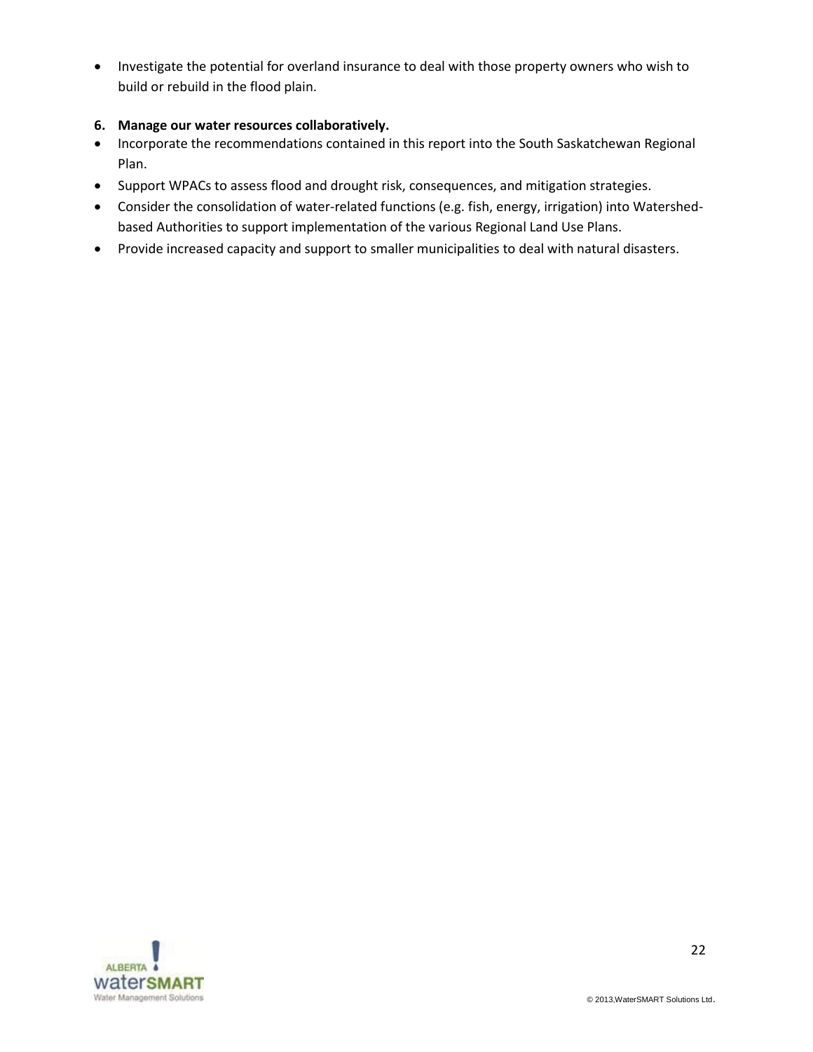- Investigate the potential for overland insurance to deal with those property owners who wish to build or rebuild in the flood plain.

**6. Manage our water resources collaboratively.**

- Incorporate the recommendations contained in this report into the South Saskatchewan Regional Plan.
- Support WPACs to assess flood and drought risk, consequences, and mitigation strategies.
- Consider the consolidation of water-related functions (e.g. fish, energy, irrigation) into Watershed-based Authorities to support implementation of the various Regional Land Use Plans.
- Provide increased capacity and support to smaller municipalities to deal with natural disasters.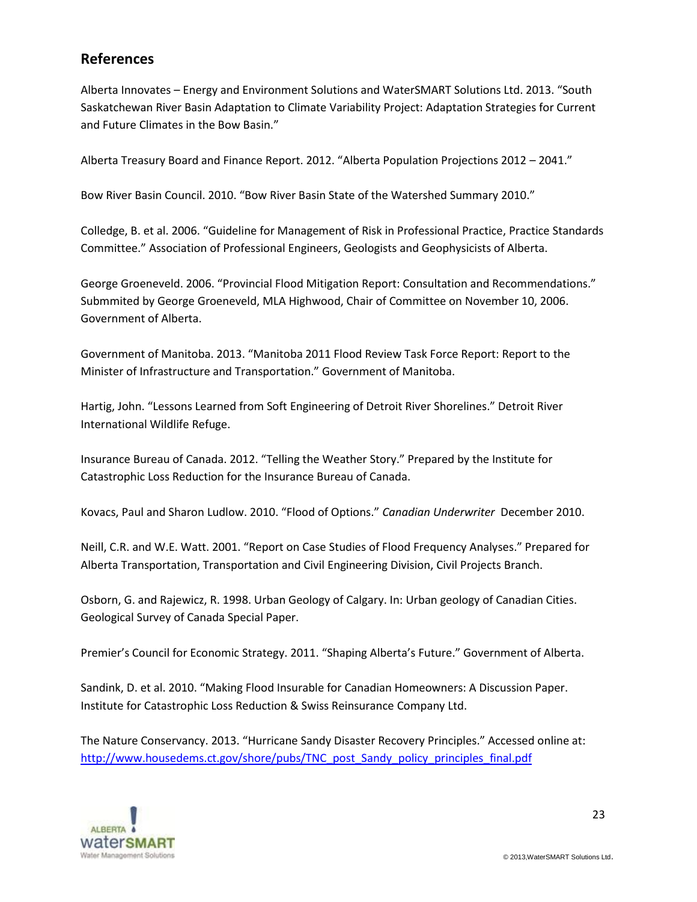## References

Alberta Innovates – Energy and Environment Solutions and WaterSMART Solutions Ltd. 2013. "South Saskatchewan River Basin Adaptation to Climate Variability Project: Adaptation Strategies for Current and Future Climates in the Bow Basin."

Alberta Treasury Board and Finance Report. 2012. "Alberta Population Projections 2012 – 2041."

Bow River Basin Council. 2010. "Bow River Basin State of the Watershed Summary 2010."

Colledge, B. et al. 2006. "Guideline for Management of Risk in Professional Practice, Practice Standards Committee." Association of Professional Engineers, Geologists and Geophysicists of Alberta.

George Groeneveld. 2006. "Provincial Flood Mitigation Report: Consultation and Recommendations." Submmited by George Groeneveld, MLA Highwood, Chair of Committee on November 10, 2006. Government of Alberta.

Government of Manitoba. 2013. "Manitoba 2011 Flood Review Task Force Report: Report to the Minister of Infrastructure and Transportation." Government of Manitoba.

Hartig, John. "Lessons Learned from Soft Engineering of Detroit River Shorelines." Detroit River International Wildlife Refuge.

Insurance Bureau of Canada. 2012. "Telling the Weather Story." Prepared by the Institute for Catastrophic Loss Reduction for the Insurance Bureau of Canada.

Kovacs, Paul and Sharon Ludlow. 2010. "Flood of Options." *Canadian Underwriter* December 2010.

Neill, C.R. and W.E. Watt. 2001. "Report on Case Studies of Flood Frequency Analyses." Prepared for Alberta Transportation, Transportation and Civil Engineering Division, Civil Projects Branch.

Osborn, G. and Rajewicz, R. 1998. Urban Geology of Calgary. In: Urban geology of Canadian Cities. Geological Survey of Canada Special Paper.

Premier's Council for Economic Strategy. 2011. "Shaping Alberta's Future." Government of Alberta.

Sandink, D. et al. 2010. "Making Flood Insurable for Canadian Homeowners: A Discussion Paper. Institute for Catastrophic Loss Reduction & Swiss Reinsurance Company Ltd.

The Nature Conservancy. 2013. "Hurricane Sandy Disaster Recovery Principles." Accessed online at: http://www.housedems.ct.gov/shore/pubs/TNC_post_Sandy_policy_principles_final.pdf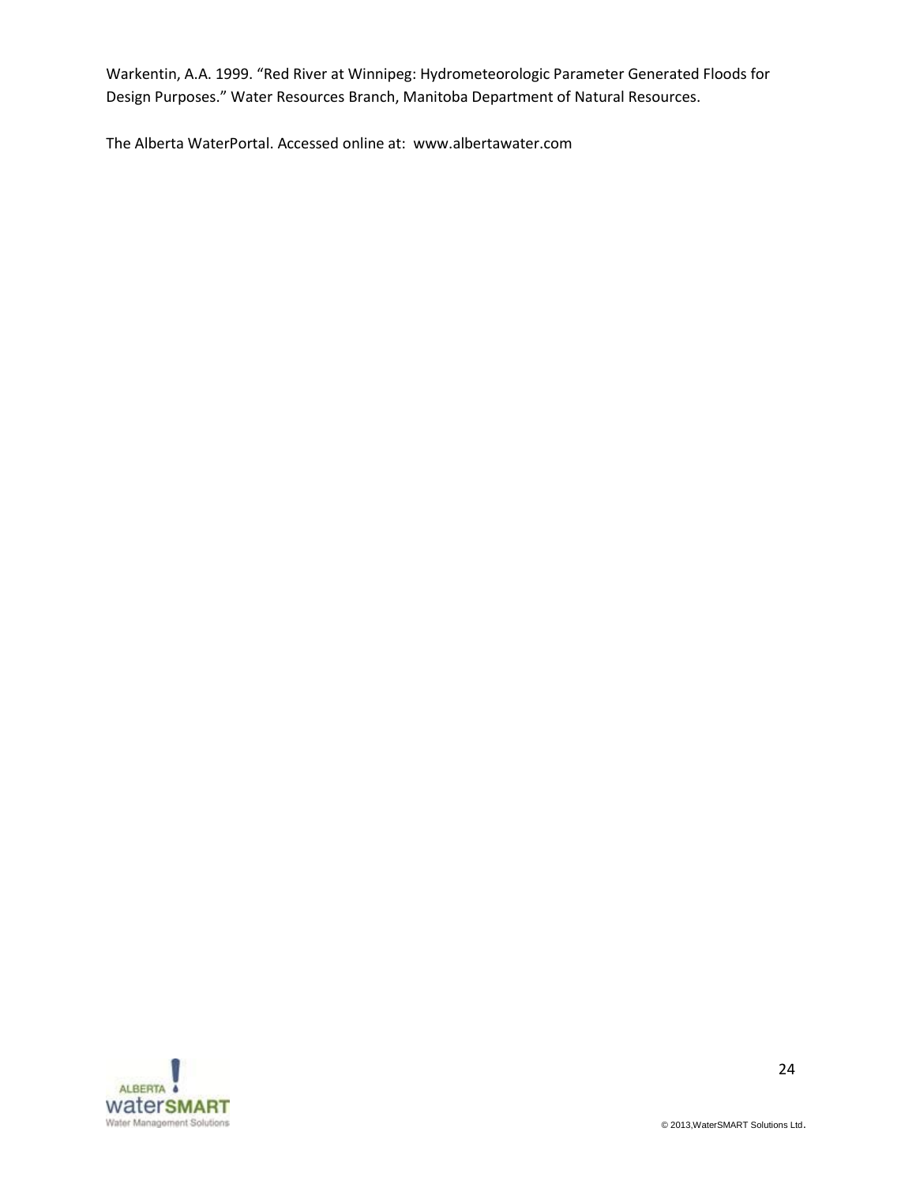Warkentin, A.A. 1999. “Red River at Winnipeg: Hydrometeorologic Parameter Generated Floods for Design Purposes.” Water Resources Branch, Manitoba Department of Natural Resources.

The Alberta WaterPortal. Accessed online at: www.albertawater.com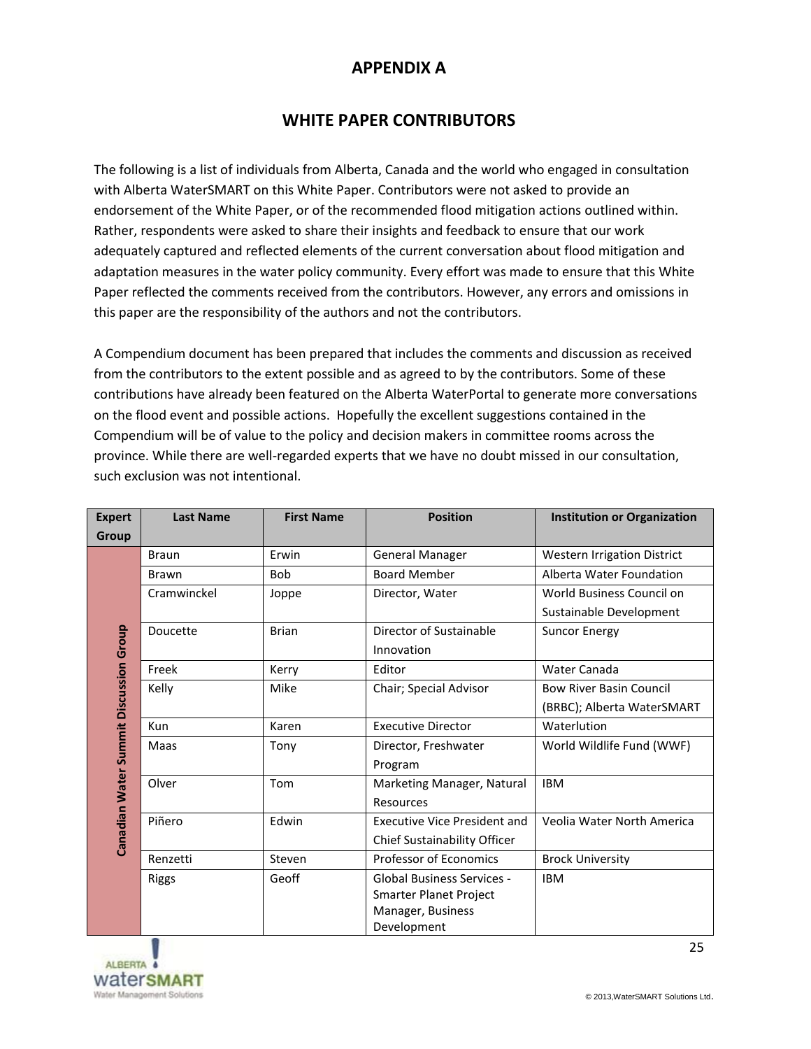# APPENDIX A

## WHITE PAPER CONTRIBUTORS

The following is a list of individuals from Alberta, Canada and the world who engaged in consultation with Alberta WaterSMART on this White Paper. Contributors were not asked to provide an endorsement of the White Paper, or of the recommended flood mitigation actions outlined within. Rather, respondents were asked to share their insights and feedback to ensure that our work adequately captured and reflected elements of the current conversation about flood mitigation and adaptation measures in the water policy community. Every effort was made to ensure that this White Paper reflected the comments received from the contributors. However, any errors and omissions in this paper are the responsibility of the authors and not the contributors.

A Compendium document has been prepared that includes the comments and discussion as received from the contributors to the extent possible and as agreed to by the contributors. Some of these contributions have already been featured on the Alberta WaterPortal to generate more conversations on the flood event and possible actions. Hopefully the excellent suggestions contained in the Compendium will be of value to the policy and decision makers in committee rooms across the province. While there are well-regarded experts that we have no doubt missed in our consultation, such exclusion was not intentional.

| Expert Group | Last Name | First Name | Position | Institution or Organization |
|---|---|---|---|---|
| Canadian Water Summit Discussion Group | Braun | Erwin | General Manager | Western Irrigation District |
| | Brawn | Bob | Board Member | Alberta Water Foundation |
| | Cramwinckel | Joppe | Director, Water | World Business Council on Sustainable Development |
| | Doucette | Brian | Director of Sustainable Innovation | Suncor Energy |
| | Freek | Kerry | Editor | Water Canada |
| | Kelly | Mike | Chair; Special Advisor | Bow River Basin Council (BRBC); Alberta WaterSMART |
| | Kun | Karen | Executive Director | Waterlution |
| | Maas | Tony | Director, Freshwater Program | World Wildlife Fund (WWF) |
| | Olver | Tom | Marketing Manager, Natural Resources | IBM |
| | Piñero | Edwin | Executive Vice President and Chief Sustainability Officer | Veolia Water North America |
| | Renzetti | Steven | Professor of Economics | Brock University |
| | Riggs | Geoff | Global Business Services - Smarter Planet Project Manager, Business Development | IBM |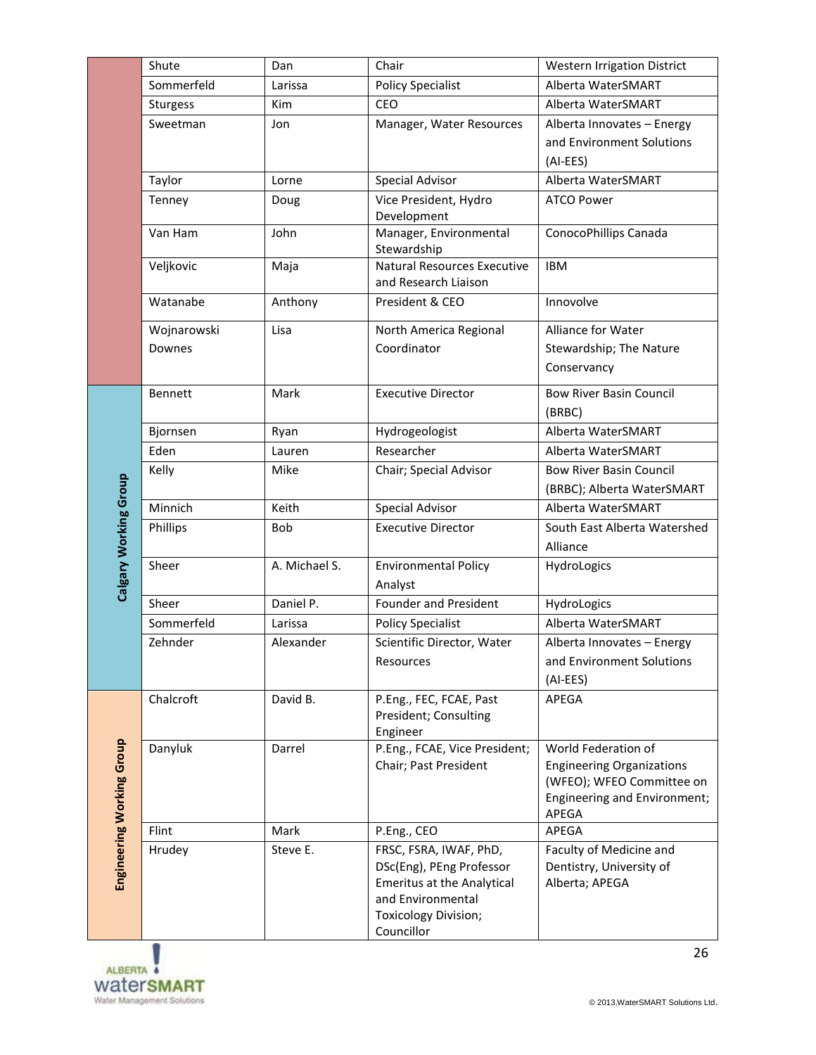| | | | | |
|---|---|---|---|---|
| | Shute | Dan | Chair | Western Irrigation District |
| | Sommerfeld | Larissa | Policy Specialist | Alberta WaterSMART |
| | Sturgess | Kim | CEO | Alberta WaterSMART |
| | Sweetman | Jon | Manager, Water Resources | Alberta Innovates – Energy and Environment Solutions (AI-EES) |
| | Taylor | Lorne | Special Advisor | Alberta WaterSMART |
| | Tenney | Doug | Vice President, Hydro Development | ATCO Power |
| | Van Ham | John | Manager, Environmental Stewardship | ConocoPhillips Canada |
| | Veljkovic | Maja | Natural Resources Executive and Research Liaison | IBM |
| | Watanabe | Anthony | President & CEO | Innovolve |
| | Wojnarowski Downes | Lisa | North America Regional Coordinator | Alliance for Water Stewardship; The Nature Conservancy |
| Calgary Working Group | Bennett | Mark | Executive Director | Bow River Basin Council (BRBC) |
| | Bjornsen | Ryan | Hydrogeologist | Alberta WaterSMART |
| | Eden | Lauren | Researcher | Alberta WaterSMART |
| | Kelly | Mike | Chair; Special Advisor | Bow River Basin Council (BRBC); Alberta WaterSMART |
| | Minnich | Keith | Special Advisor | Alberta WaterSMART |
| | Phillips | Bob | Executive Director | South East Alberta Watershed Alliance |
| | Sheer | A. Michael S. | Environmental Policy Analyst | HydroLogics |
| | Sheer | Daniel P. | Founder and President | HydroLogics |
| | Sommerfeld | Larissa | Policy Specialist | Alberta WaterSMART |
| | Zehnder | Alexander | Scientific Director, Water Resources | Alberta Innovates – Energy and Environment Solutions (AI-EES) |
| Engineering Working Group | Chalcroft | David B. | P.Eng., FEC, FCAE, Past President; Consulting Engineer | APEGA |
| | Danyluk | Darrel | P.Eng., FCAE, Vice President; Chair; Past President | World Federation of Engineering Organizations (WFEO); WFEO Committee on Engineering and Environment; APEGA |
| | Flint | Mark | P.Eng., CEO | APEGA |
| | Hrudey | Steve E. | FRSC, FSRA, IWAF, PhD, DSc(Eng), PEng Professor Emeritus at the Analytical and Environmental Toxicology Division; Councillor | Faculty of Medicine and Dentistry, University of Alberta; APEGA |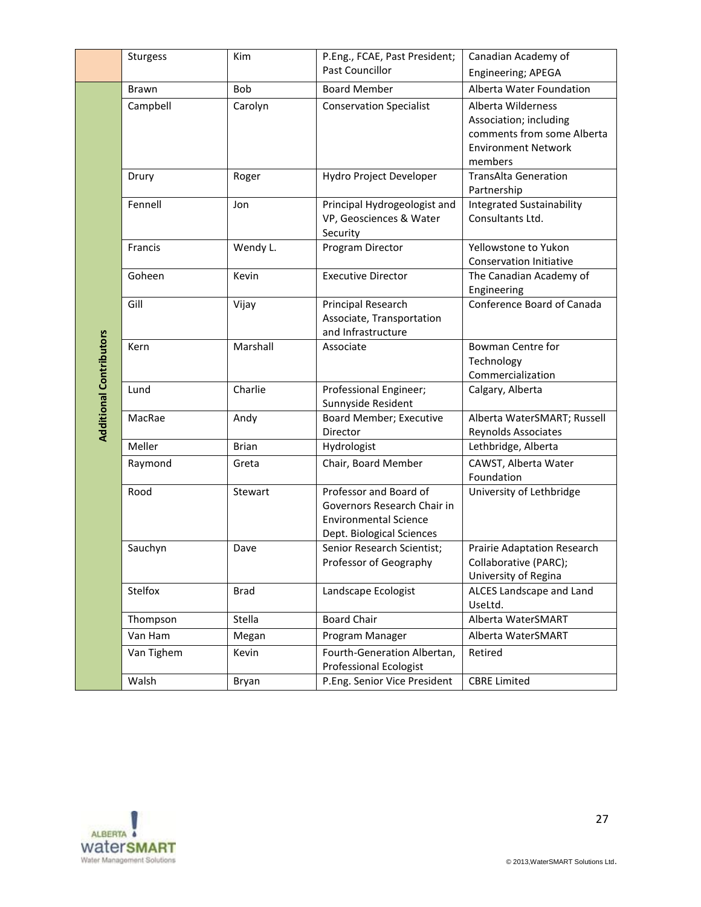| | | | | |
|---|---|---|---|---|
| | Sturgess | Kim | P.Eng., FCAE, Past President; Past Councillor | Canadian Academy of Engineering; APEGA |
| Additional Contributors | Brawn | Bob | Board Member | Alberta Water Foundation |
| | Campbell | Carolyn | Conservation Specialist | Alberta Wilderness Association; including comments from some Alberta Environment Network members |
| | Drury | Roger | Hydro Project Developer | TransAlta Generation Partnership |
| | Fennell | Jon | Principal Hydrogeologist and VP, Geosciences & Water Security | Integrated Sustainability Consultants Ltd. |
| | Francis | Wendy L. | Program Director | Yellowstone to Yukon Conservation Initiative |
| | Goheen | Kevin | Executive Director | The Canadian Academy of Engineering |
| | Gill | Vijay | Principal Research Associate, Transportation and Infrastructure | Conference Board of Canada |
| | Kern | Marshall | Associate | Bowman Centre for Technology Commercialization |
| | Lund | Charlie | Professional Engineer; Sunnyside Resident | Calgary, Alberta |
| | MacRae | Andy | Board Member; Executive Director | Alberta WaterSMART; Russell Reynolds Associates |
| | Meller | Brian | Hydrologist | Lethbridge, Alberta |
| | Raymond | Greta | Chair, Board Member | CAWST, Alberta Water Foundation |
| | Rood | Stewart | Professor and Board of Governors Research Chair in Environmental Science Dept. Biological Sciences | University of Lethbridge |
| | Sauchyn | Dave | Senior Research Scientist; Professor of Geography | Prairie Adaptation Research Collaborative (PARC); University of Regina |
| | Stelfox | Brad | Landscape Ecologist | ALCES Landscape and Land UseLtd. |
| | Thompson | Stella | Board Chair | Alberta WaterSMART |
| | Van Ham | Megan | Program Manager | Alberta WaterSMART |
| | Van Tighem | Kevin | Fourth-Generation Albertan, Professional Ecologist | Retired |
| | Walsh | Bryan | P.Eng. Senior Vice President | CBRE Limited |